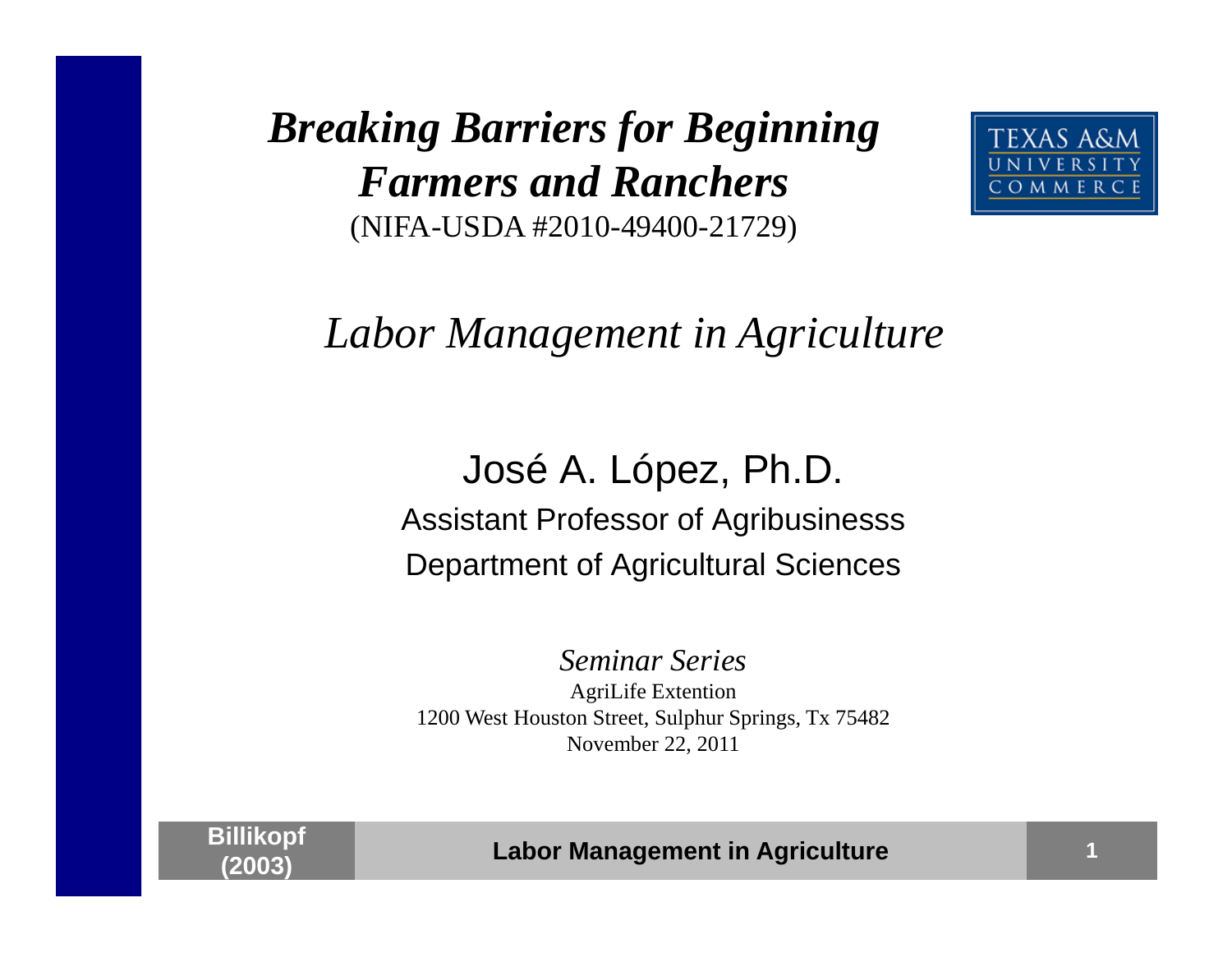# *Breaking Barriers for Beginning Farmers and Ranchers*

(NIFA-USDA #2010-49400-21729)

TEXAS A&M UNIVERSITY COMMERCE

## *Labor Management in Agriculture*

José A. López, Ph.D.

Assistant Professor of Agribusinesss

Department of Agricultural Sciences

*Seminar Series*

AgriLife Extention

1200 West Houston Street, Sulphur Springs, Tx 75482

November 22, 2011

**Billikopf (2003)**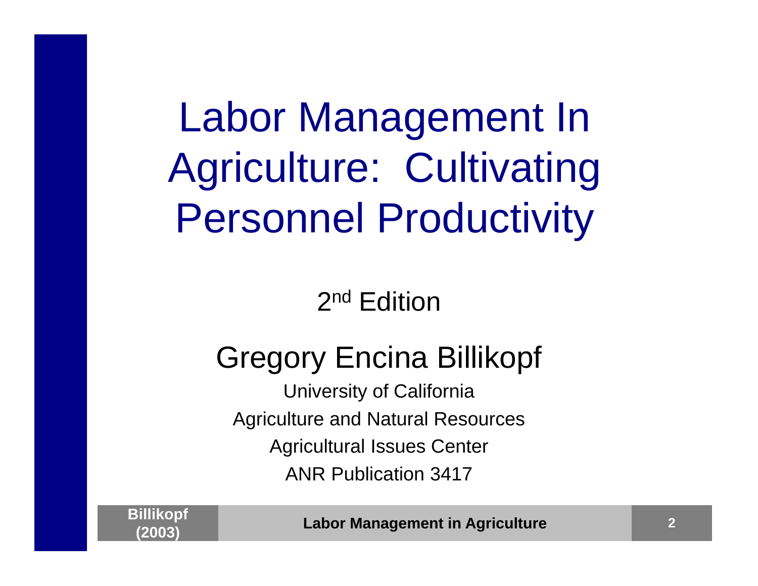# Labor Management In Agriculture: Cultivating Personnel Productivity

2nd Edition

## Gregory Encina Billikopf

University of California

Agriculture and Natural Resources

Agricultural Issues Center

ANR Publication 3417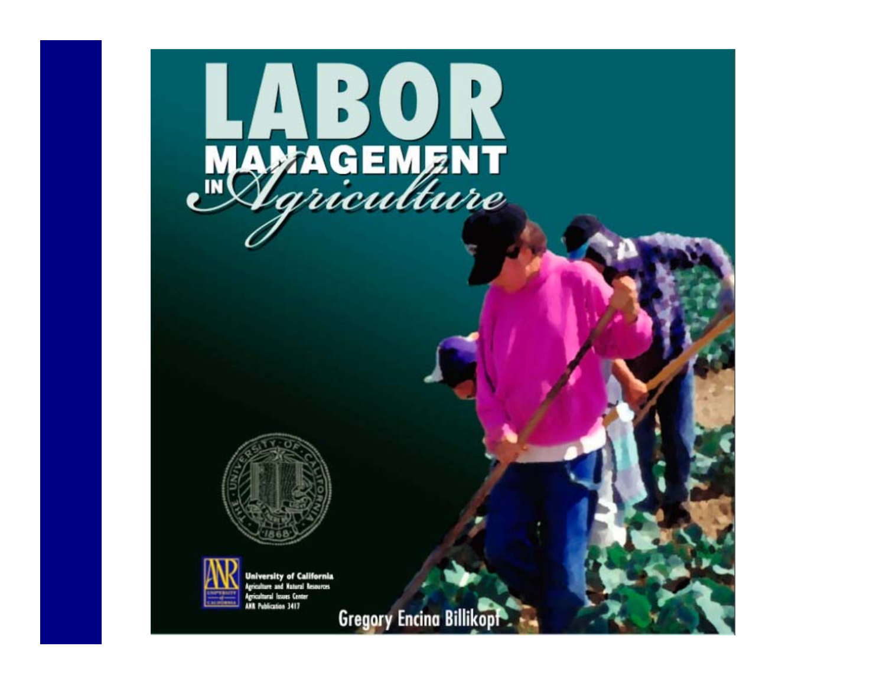# LABOR MANAGEMENT IN *Agriculture*

**University of California**
**Agriculture and Natural Resources**
**Agricultural Issues Center**
**ANR Publication 3417**

Gregory Encina Billikopf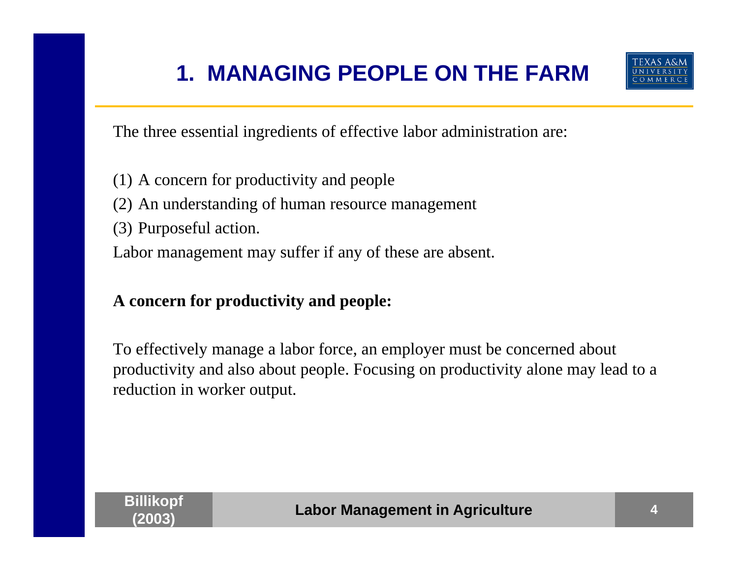# 1. MANAGING PEOPLE ON THE FARM

The three essential ingredients of effective labor administration are:

(1) A concern for productivity and people

(2) An understanding of human resource management

(3) Purposeful action.

Labor management may suffer if any of these are absent.

**A concern for productivity and people:**

To effectively manage a labor force, an employer must be concerned about productivity and also about people. Focusing on productivity alone may lead to a reduction in worker output.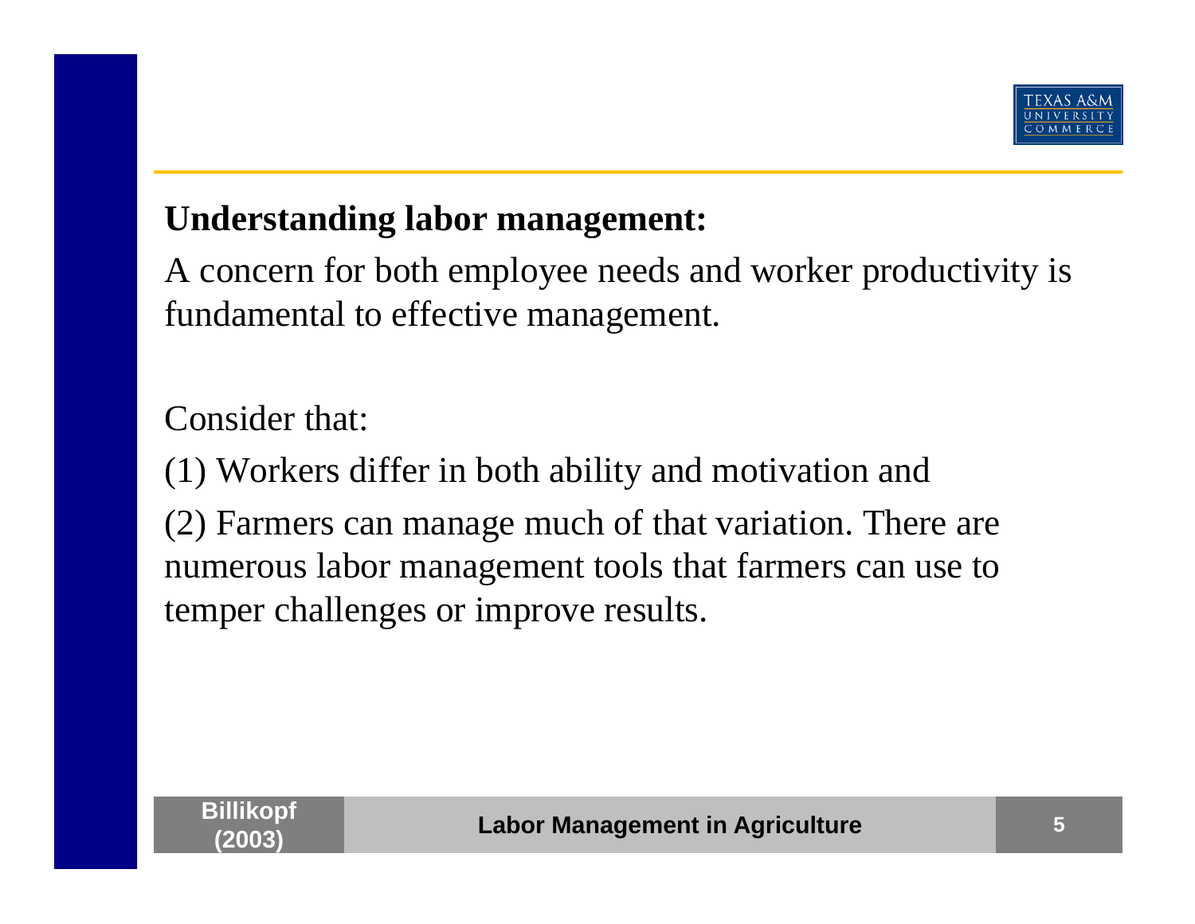**Understanding labor management:**

A concern for both employee needs and worker productivity is fundamental to effective management.

Consider that:

(1) Workers differ in both ability and motivation and

(2) Farmers can manage much of that variation. There are numerous labor management tools that farmers can use to temper challenges or improve results.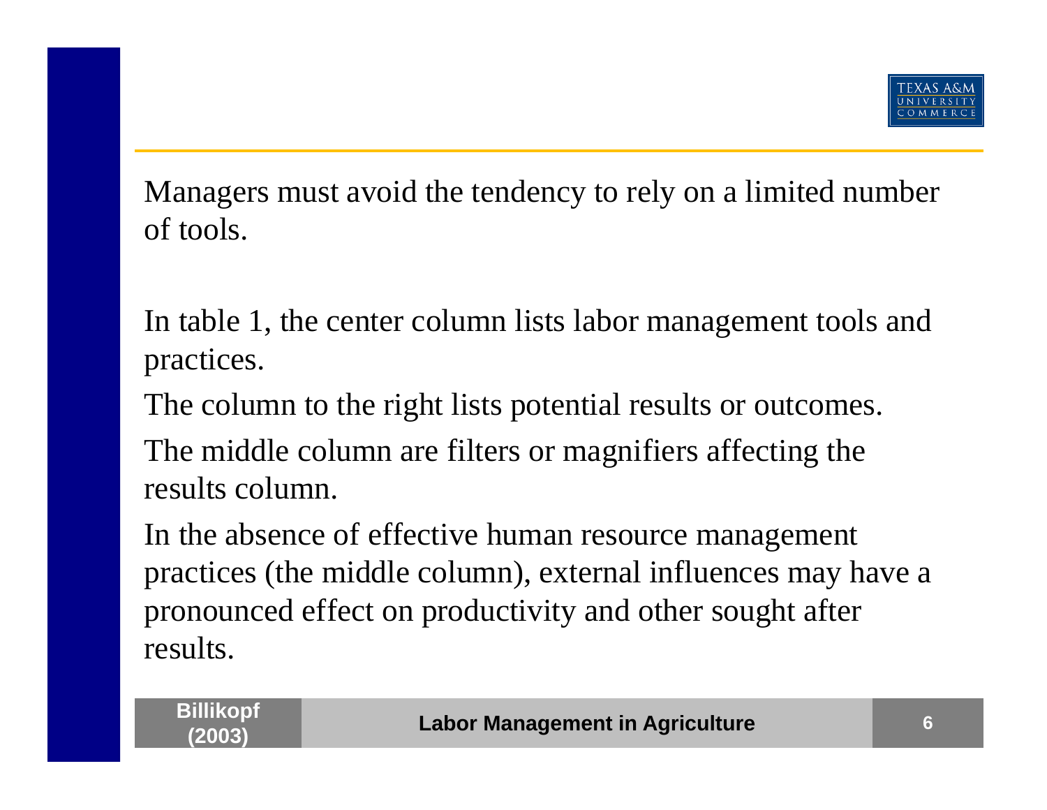Managers must avoid the tendency to rely on a limited number of tools.

In table 1, the center column lists labor management tools and practices.

The column to the right lists potential results or outcomes.

The middle column are filters or magnifiers affecting the results column.

In the absence of effective human resource management practices (the middle column), external influences may have a pronounced effect on productivity and other sought after results.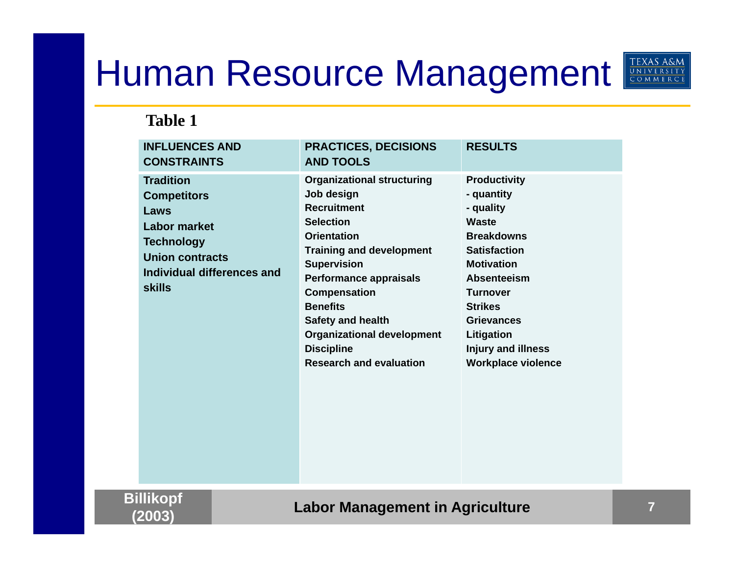# Human Resource Management

**Table 1**

| INFLUENCES AND CONSTRAINTS | PRACTICES, DECISIONS AND TOOLS | RESULTS |
|---|---|---|
| Tradition | Organizational structuring | Productivity |
| Competitors | Job design | - quantity |
| Laws | Recruitment | - quality |
| Labor market | Selection | Waste |
| Technology | Orientation | Breakdowns |
| Union contracts | Training and development | Satisfaction |
| Individual differences and skills | Supervision | Motivation |
| | Performance appraisals | Absenteeism |
| | Compensation | Turnover |
| | Benefits | Strikes |
| | Safety and health | Grievances |
| | Organizational development | Litigation |
| | Discipline | Injury and illness |
| | Research and evaluation | Workplace violence |

Billikopf (2003) — Labor Management in Agriculture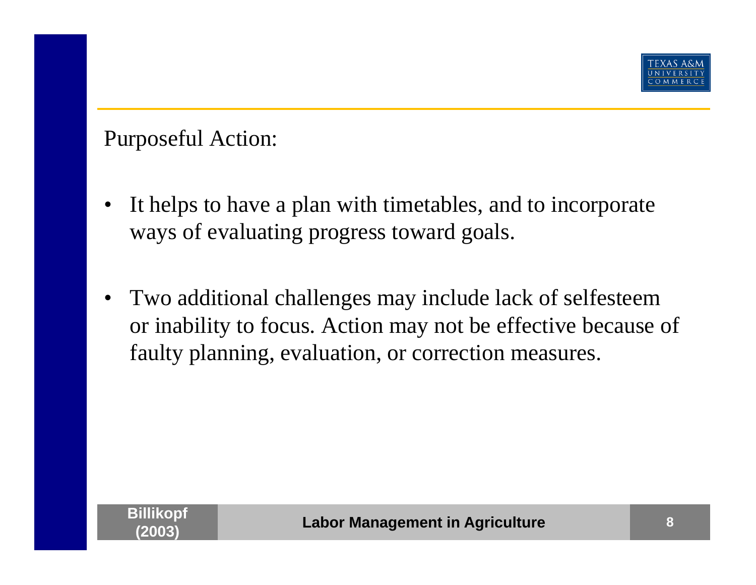Purposeful Action:

- It helps to have a plan with timetables, and to incorporate ways of evaluating progress toward goals.
- Two additional challenges may include lack of selfesteem or inability to focus. Action may not be effective because of faulty planning, evaluation, or correction measures.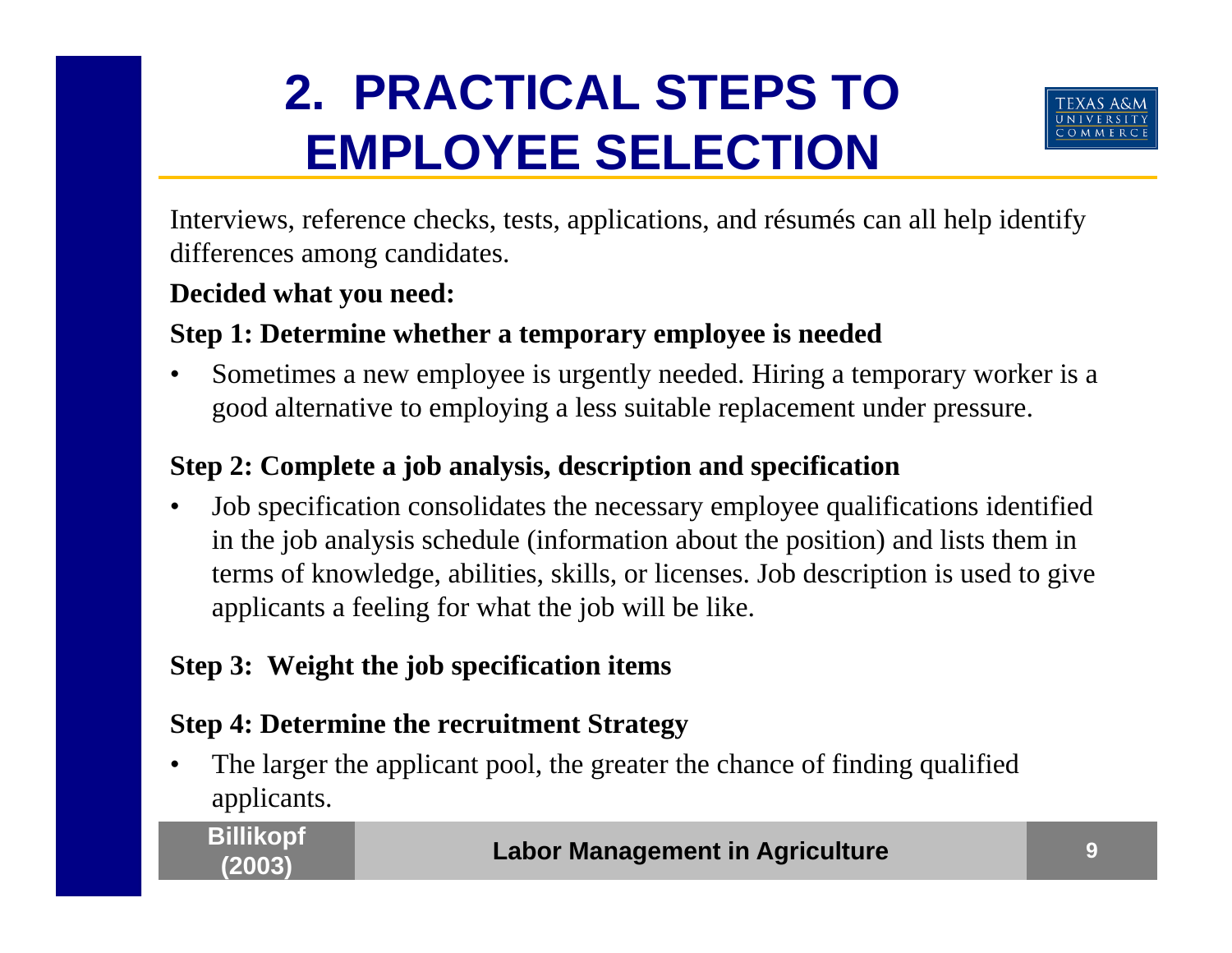# 2. PRACTICAL STEPS TO EMPLOYEE SELECTION

Interviews, reference checks, tests, applications, and résumés can all help identify differences among candidates.

**Decided what you need:**

**Step 1: Determine whether a temporary employee is needed**

- Sometimes a new employee is urgently needed. Hiring a temporary worker is a good alternative to employing a less suitable replacement under pressure.

**Step 2: Complete a job analysis, description and specification**

- Job specification consolidates the necessary employee qualifications identified in the job analysis schedule (information about the position) and lists them in terms of knowledge, abilities, skills, or licenses. Job description is used to give applicants a feeling for what the job will be like.

**Step 3: Weight the job specification items**

**Step 4: Determine the recruitment Strategy**

- The larger the applicant pool, the greater the chance of finding qualified applicants.

Billikopf (2003)

Labor Management in Agriculture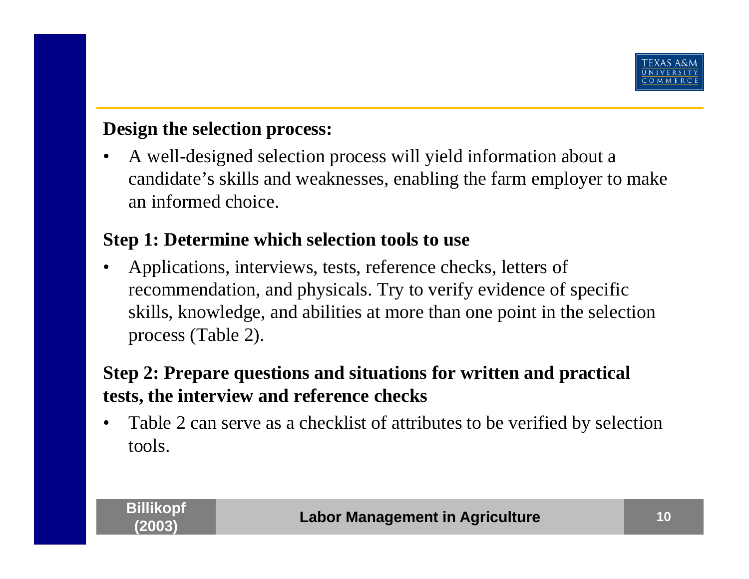**Design the selection process:**

- A well-designed selection process will yield information about a candidate's skills and weaknesses, enabling the farm employer to make an informed choice.

**Step 1: Determine which selection tools to use**

- Applications, interviews, tests, reference checks, letters of recommendation, and physicals. Try to verify evidence of specific skills, knowledge, and abilities at more than one point in the selection process (Table 2).

**Step 2: Prepare questions and situations for written and practical tests, the interview and reference checks**

- Table 2 can serve as a checklist of attributes to be verified by selection tools.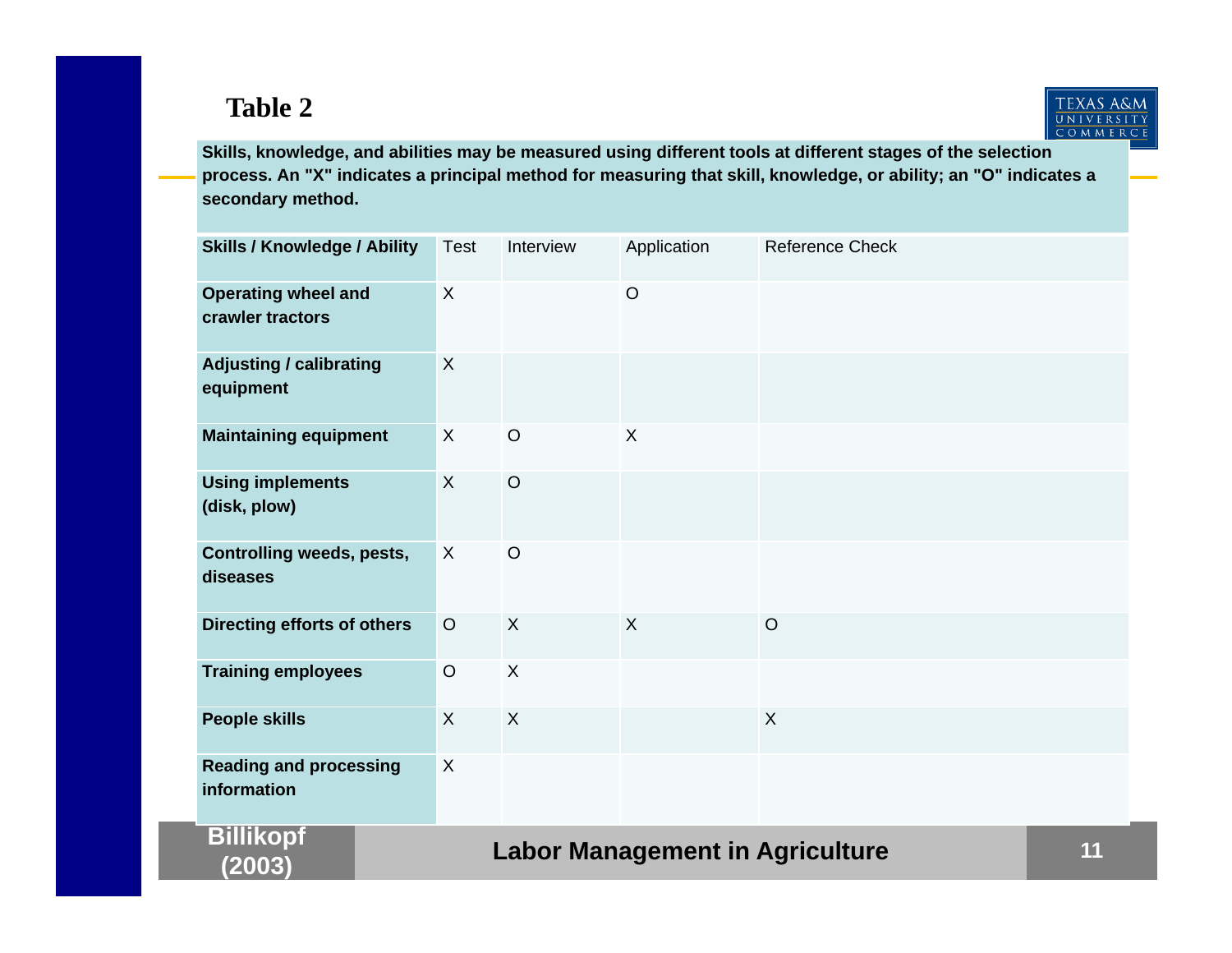## Table 2

**Skills, knowledge, and abilities may be measured using different tools at different stages of the selection process. An "X" indicates a principal method for measuring that skill, knowledge, or ability; an "O" indicates a secondary method.**

| Skills / Knowledge / Ability | Test | Interview | Application | Reference Check |
|---|---|---|---|---|
| **Operating wheel and crawler tractors** | X | | O | |
| **Adjusting / calibrating equipment** | X | | | |
| **Maintaining equipment** | X | O | X | |
| **Using implements (disk, plow)** | X | O | | |
| **Controlling weeds, pests, diseases** | X | O | | |
| **Directing efforts of others** | O | X | X | O |
| **Training employees** | O | X | | |
| **People skills** | X | X | | X |
| **Reading and processing information** | X | | | |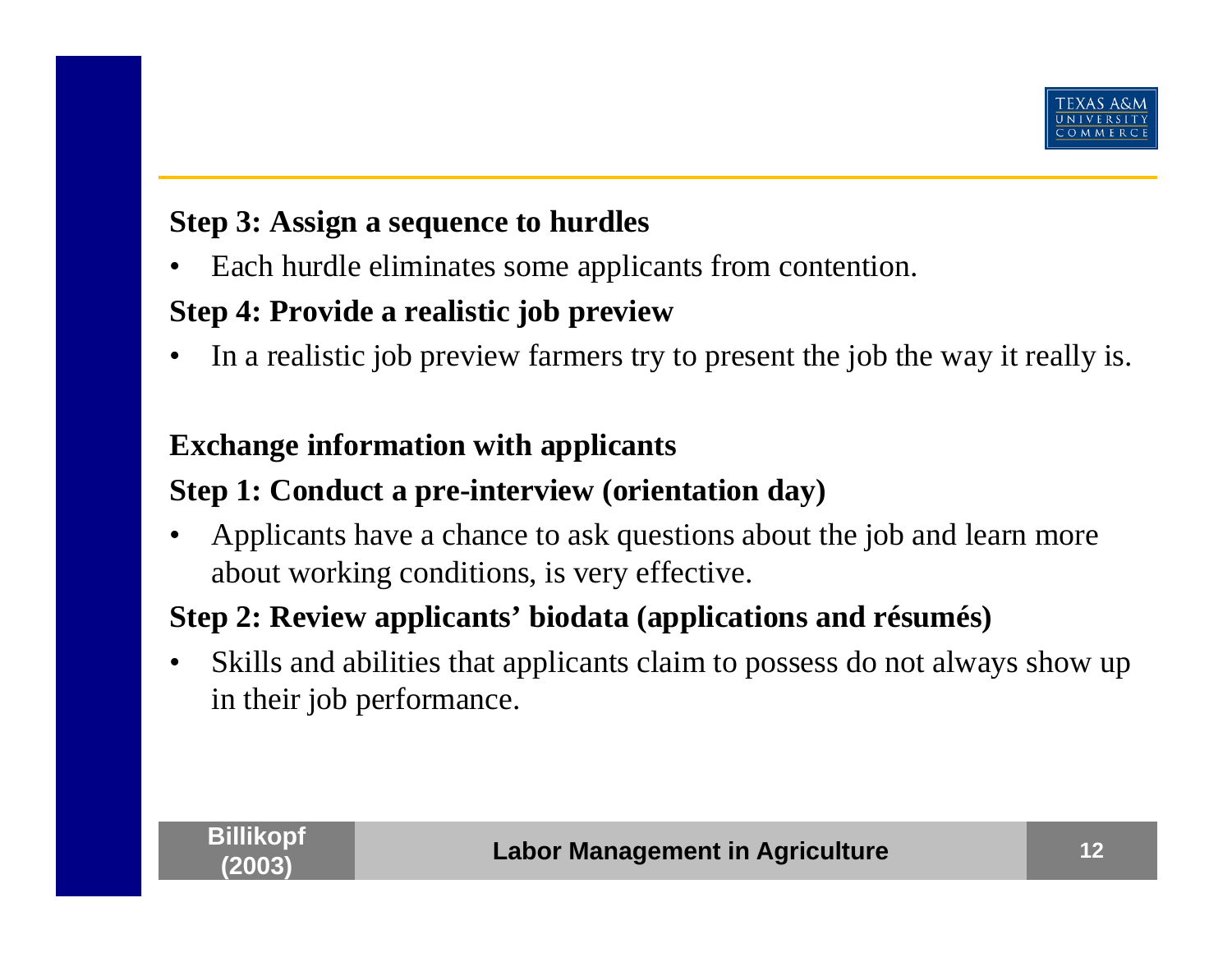**Step 3: Assign a sequence to hurdles**

- Each hurdle eliminates some applicants from contention.

**Step 4: Provide a realistic job preview**

- In a realistic job preview farmers try to present the job the way it really is.

**Exchange information with applicants**

**Step 1: Conduct a pre-interview (orientation day)**

- Applicants have a chance to ask questions about the job and learn more about working conditions, is very effective.

**Step 2: Review applicants' biodata (applications and résumés)**

- Skills and abilities that applicants claim to possess do not always show up in their job performance.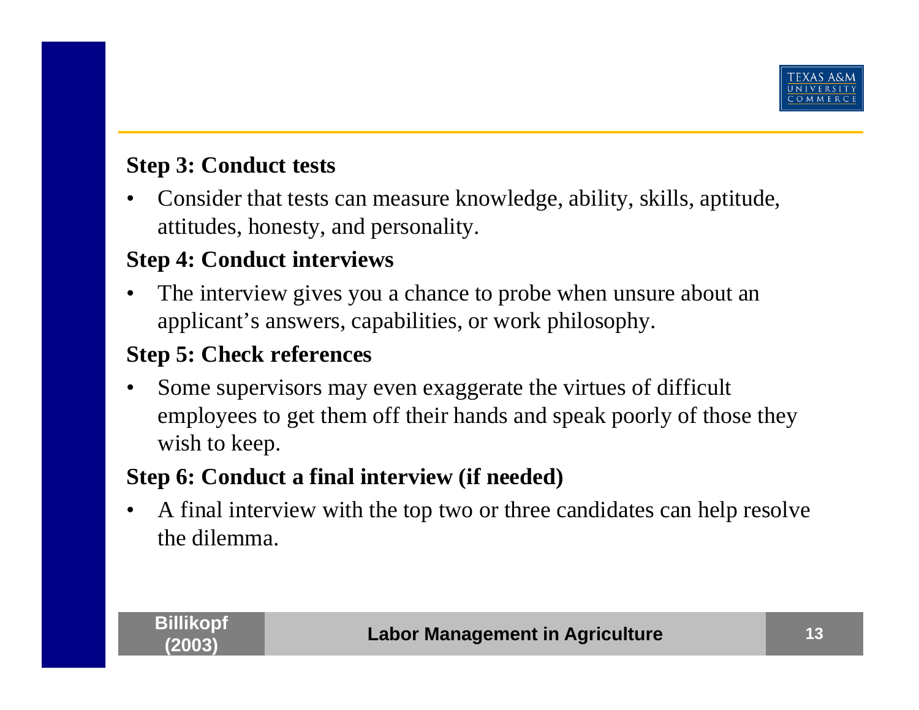**Step 3: Conduct tests**

- Consider that tests can measure knowledge, ability, skills, aptitude, attitudes, honesty, and personality.

**Step 4: Conduct interviews**

- The interview gives you a chance to probe when unsure about an applicant's answers, capabilities, or work philosophy.

**Step 5: Check references**

- Some supervisors may even exaggerate the virtues of difficult employees to get them off their hands and speak poorly of those they wish to keep.

**Step 6: Conduct a final interview (if needed)**

- A final interview with the top two or three candidates can help resolve the dilemma.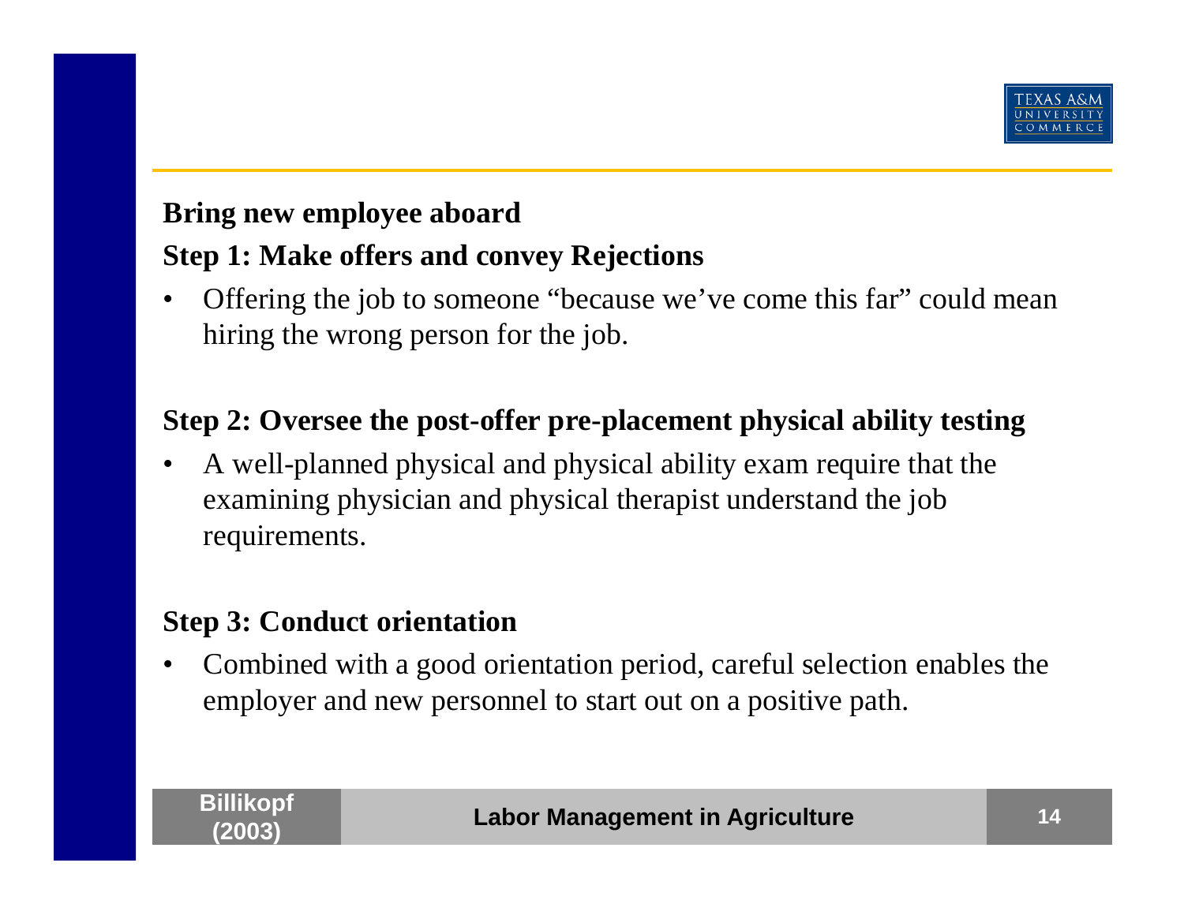## Bring new employee aboard

### Step 1: Make offers and convey Rejections

- Offering the job to someone "because we've come this far" could mean hiring the wrong person for the job.

### Step 2: Oversee the post-offer pre-placement physical ability testing

- A well-planned physical and physical ability exam require that the examining physician and physical therapist understand the job requirements.

### Step 3: Conduct orientation

- Combined with a good orientation period, careful selection enables the employer and new personnel to start out on a positive path.

Billikopf (2003)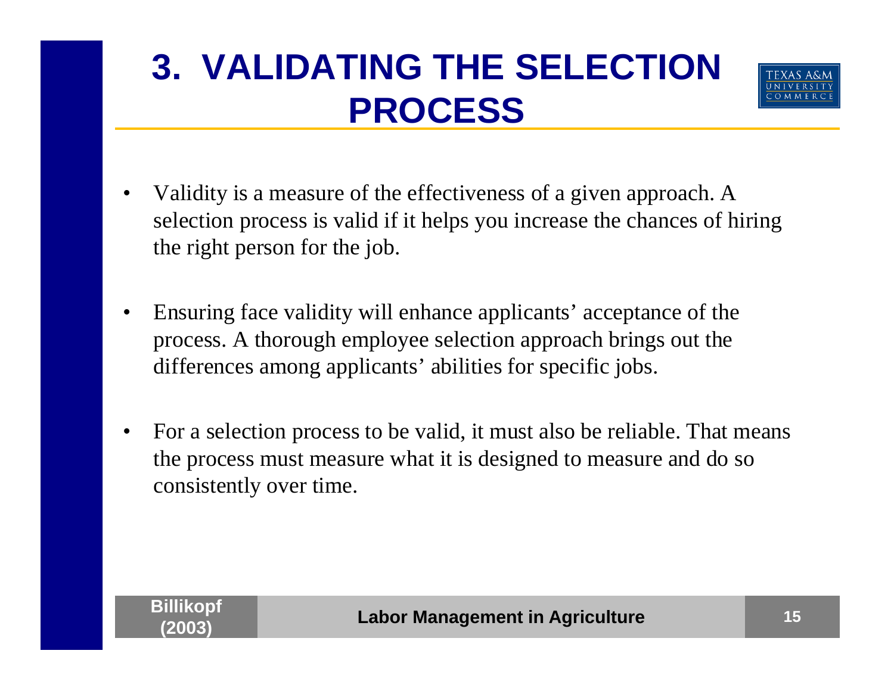# 3. VALIDATING THE SELECTION PROCESS

- Validity is a measure of the effectiveness of a given approach. A selection process is valid if it helps you increase the chances of hiring the right person for the job.

- Ensuring face validity will enhance applicants' acceptance of the process. A thorough employee selection approach brings out the differences among applicants' abilities for specific jobs.

- For a selection process to be valid, it must also be reliable. That means the process must measure what it is designed to measure and do so consistently over time.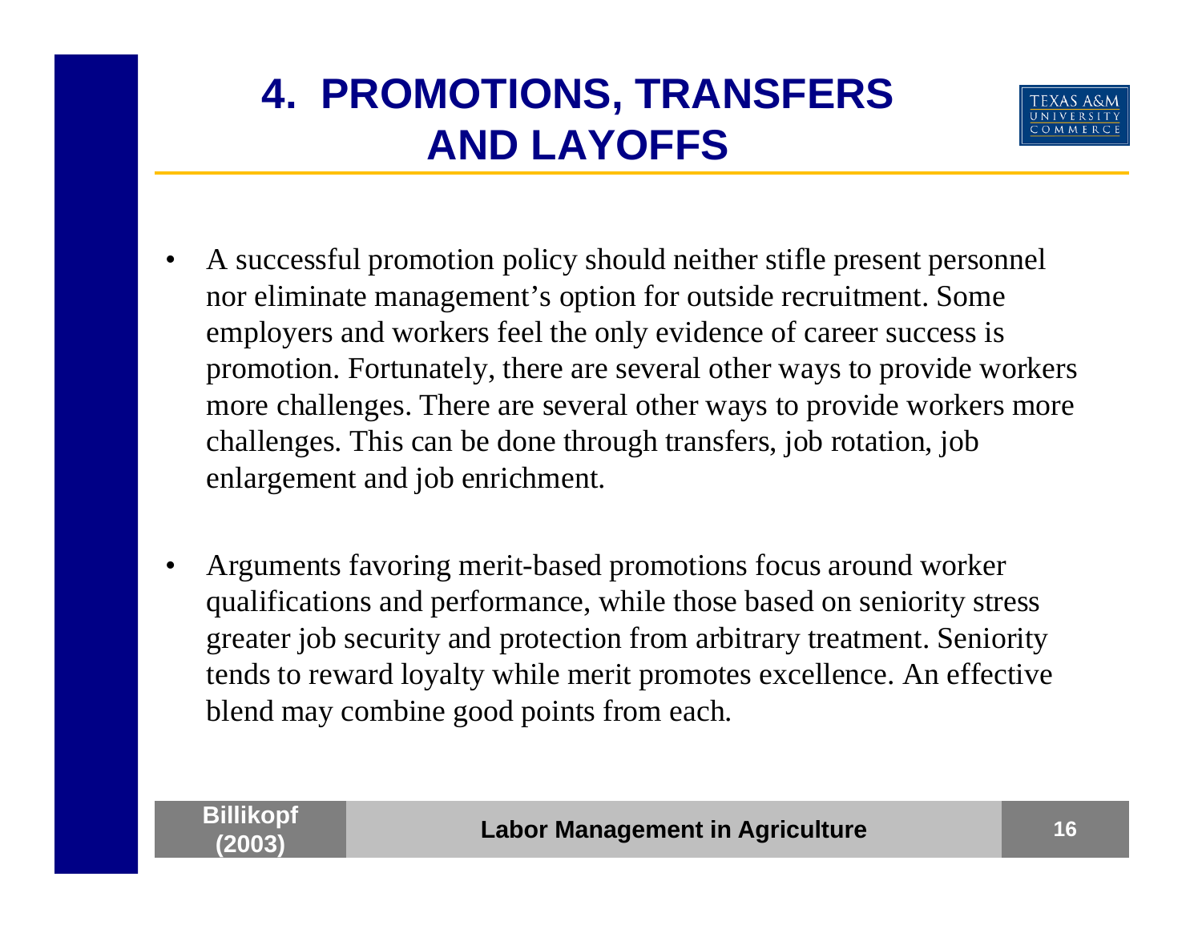# 4. PROMOTIONS, TRANSFERS AND LAYOFFS

- A successful promotion policy should neither stifle present personnel nor eliminate management's option for outside recruitment. Some employers and workers feel the only evidence of career success is promotion. Fortunately, there are several other ways to provide workers more challenges. There are several other ways to provide workers more challenges. This can be done through transfers, job rotation, job enlargement and job enrichment.

- Arguments favoring merit-based promotions focus around worker qualifications and performance, while those based on seniority stress greater job security and protection from arbitrary treatment. Seniority tends to reward loyalty while merit promotes excellence. An effective blend may combine good points from each.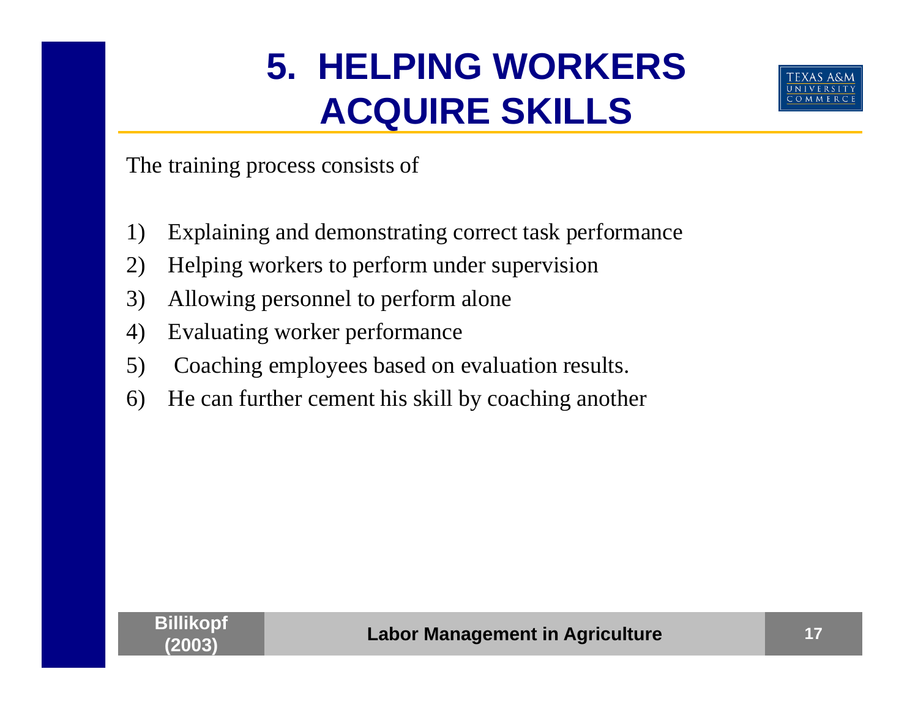# 5. HELPING WORKERS ACQUIRE SKILLS

The training process consists of

1) Explaining and demonstrating correct task performance
2) Helping workers to perform under supervision
3) Allowing personnel to perform alone
4) Evaluating worker performance
5) Coaching employees based on evaluation results.
6) He can further cement his skill by coaching another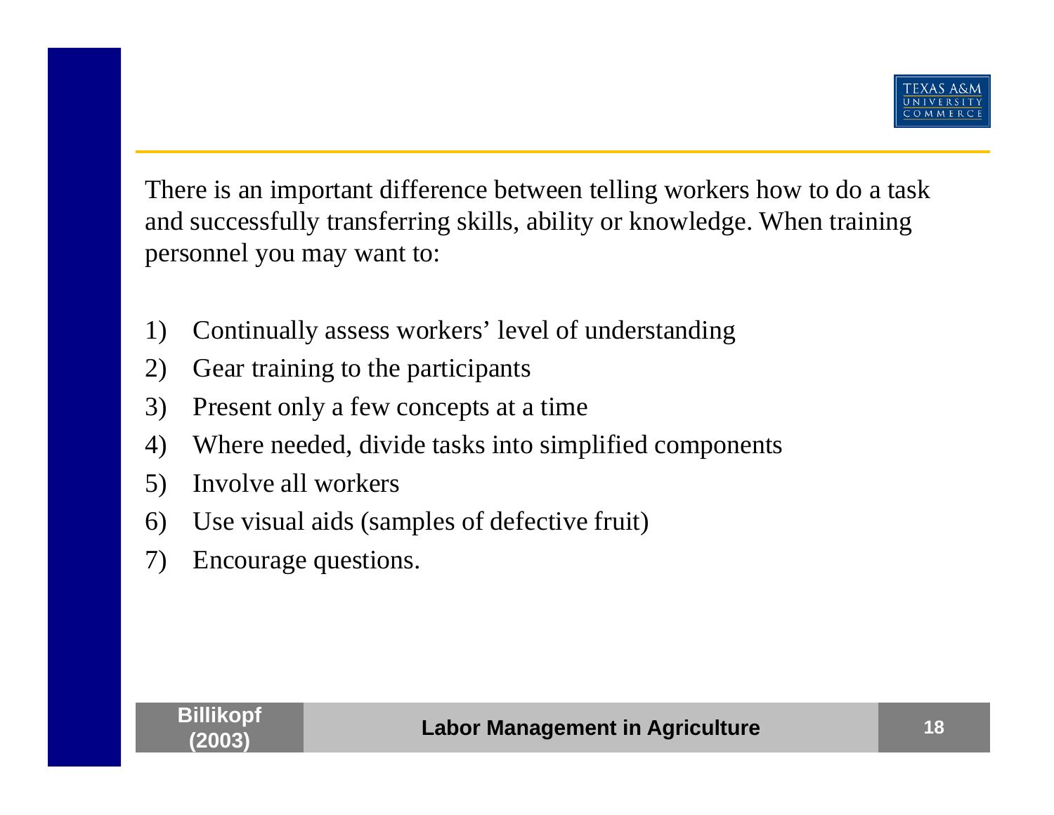There is an important difference between telling workers how to do a task and successfully transferring skills, ability or knowledge. When training personnel you may want to:

1) Continually assess workers' level of understanding
2) Gear training to the participants
3) Present only a few concepts at a time
4) Where needed, divide tasks into simplified components
5) Involve all workers
6) Use visual aids (samples of defective fruit)
7) Encourage questions.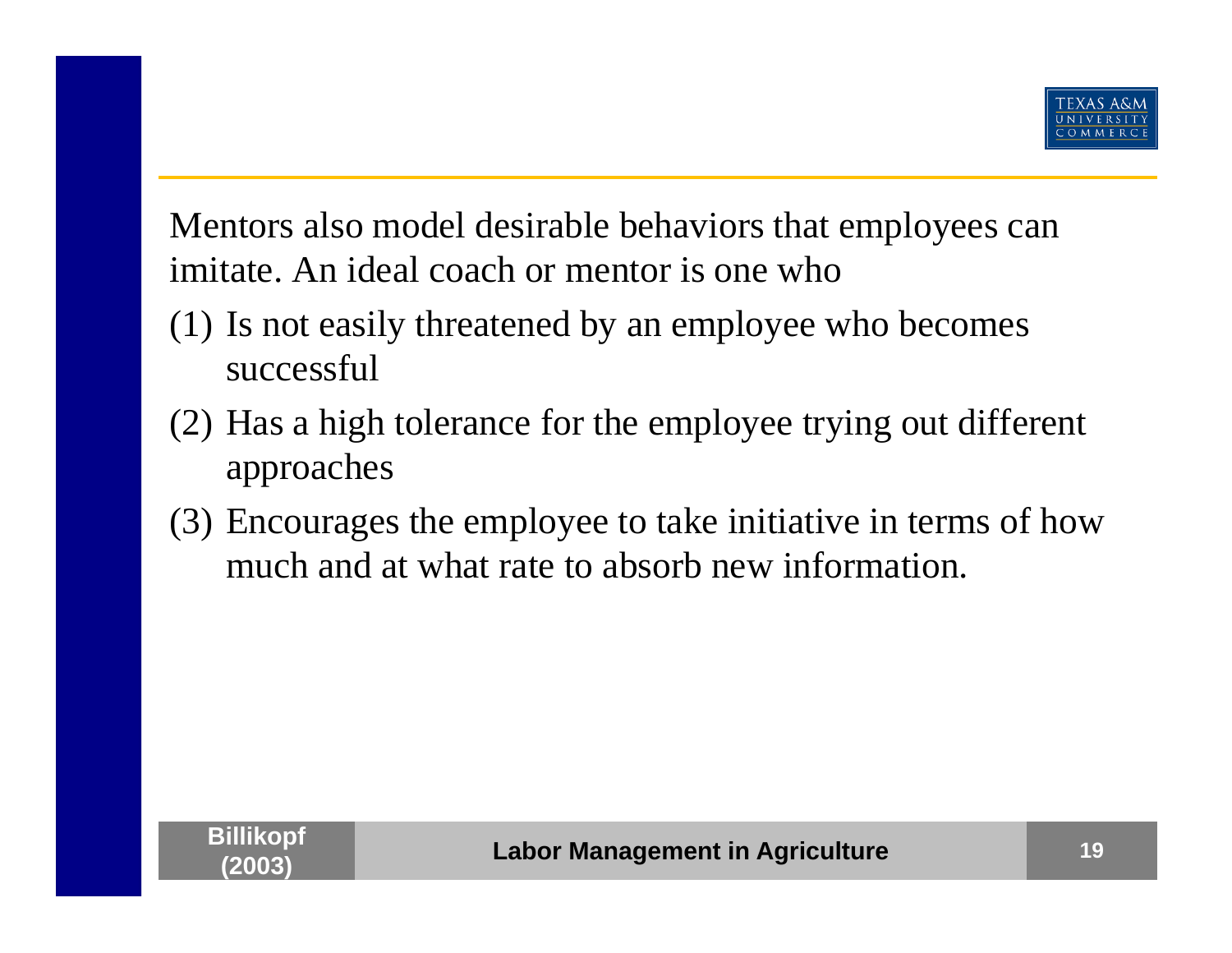Mentors also model desirable behaviors that employees can imitate. An ideal coach or mentor is one who

(1) Is not easily threatened by an employee who becomes successful

(2) Has a high tolerance for the employee trying out different approaches

(3) Encourages the employee to take initiative in terms of how much and at what rate to absorb new information.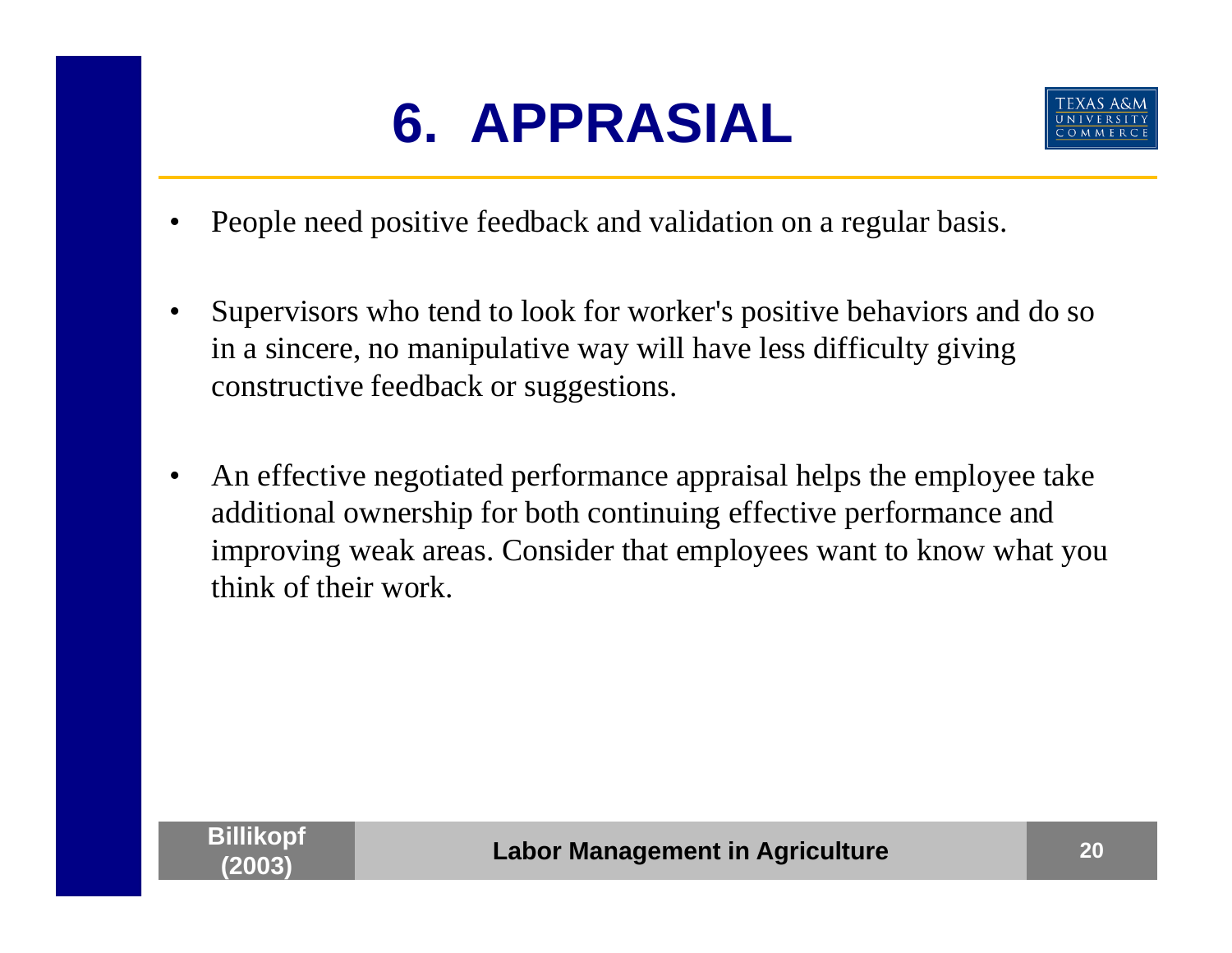# 6. APPRASIAL

- People need positive feedback and validation on a regular basis.
- Supervisors who tend to look for worker's positive behaviors and do so in a sincere, no manipulative way will have less difficulty giving constructive feedback or suggestions.
- An effective negotiated performance appraisal helps the employee take additional ownership for both continuing effective performance and improving weak areas. Consider that employees want to know what you think of their work.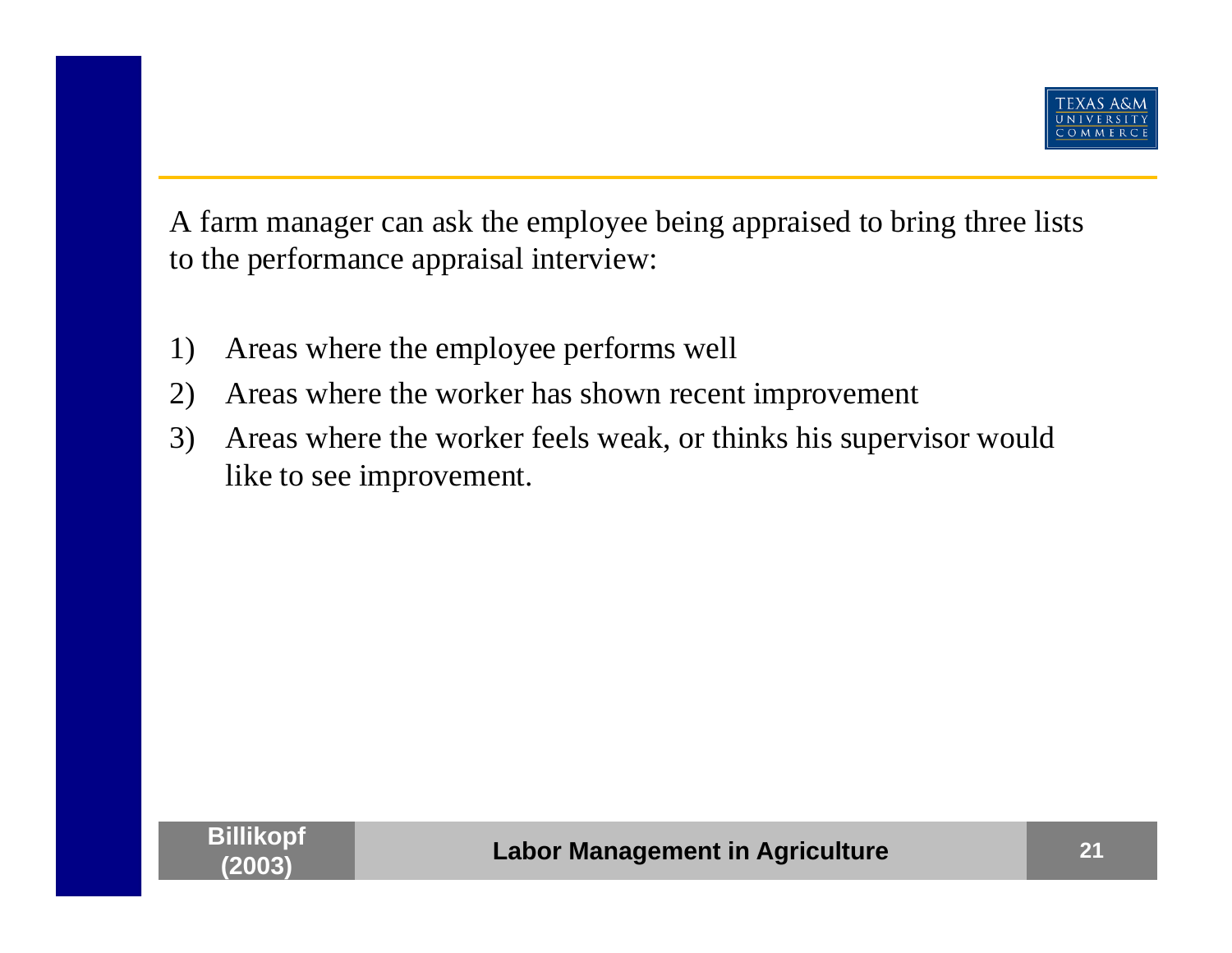A farm manager can ask the employee being appraised to bring three lists to the performance appraisal interview:

1) Areas where the employee performs well
2) Areas where the worker has shown recent improvement
3) Areas where the worker feels weak, or thinks his supervisor would like to see improvement.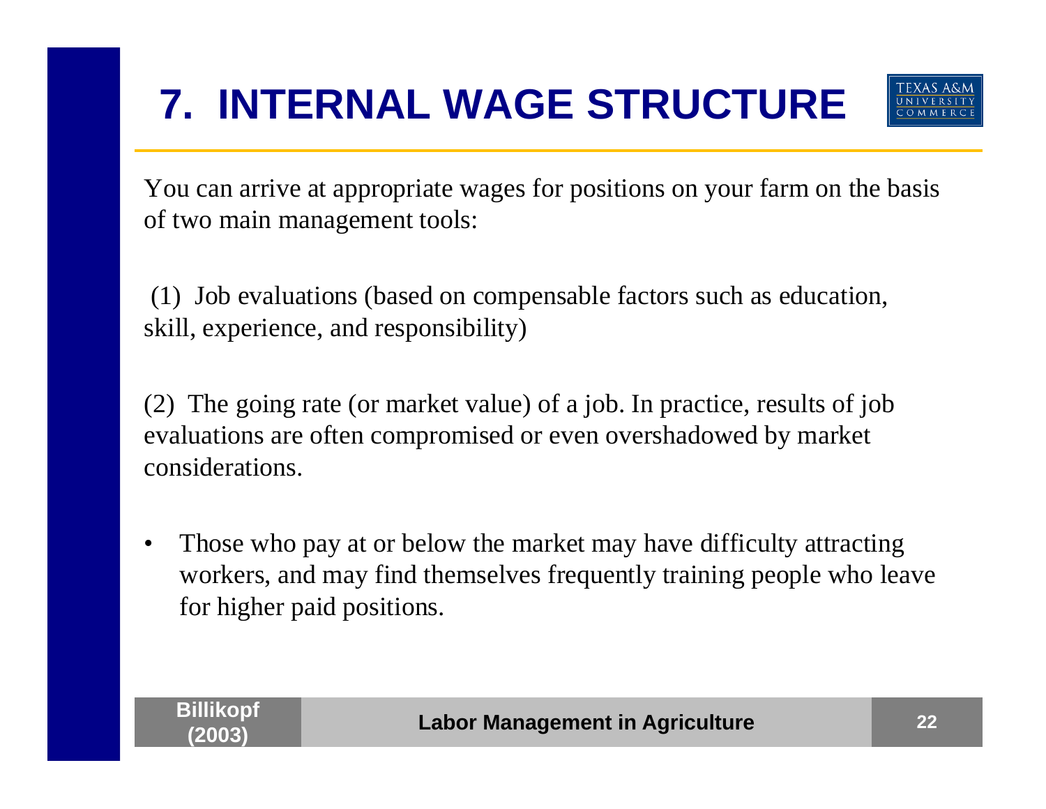# 7. INTERNAL WAGE STRUCTURE

You can arrive at appropriate wages for positions on your farm on the basis of two main management tools:

(1) Job evaluations (based on compensable factors such as education, skill, experience, and responsibility)

(2) The going rate (or market value) of a job. In practice, results of job evaluations are often compromised or even overshadowed by market considerations.

- Those who pay at or below the market may have difficulty attracting workers, and may find themselves frequently training people who leave for higher paid positions.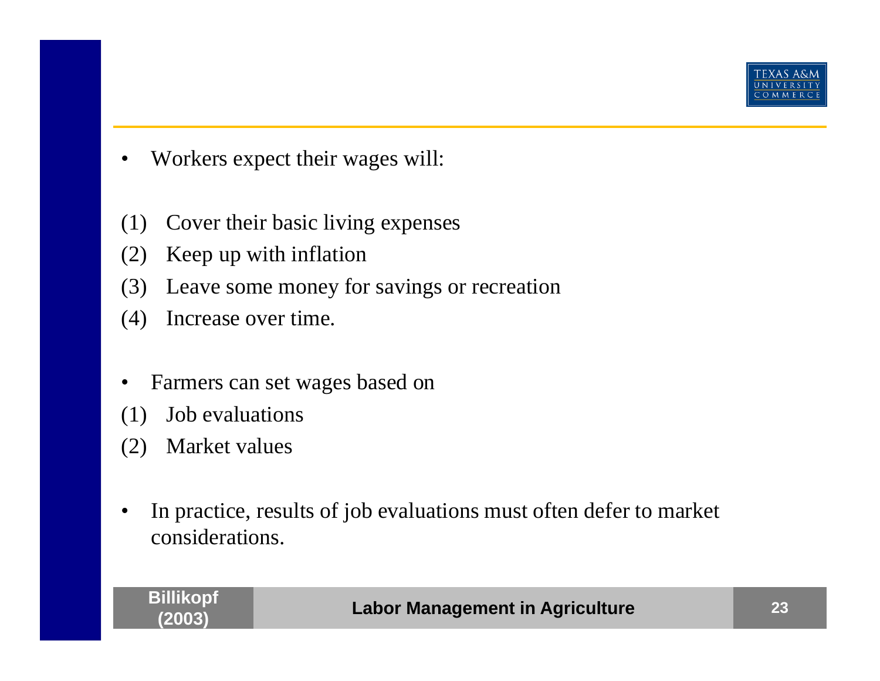- Workers expect their wages will:

(1) Cover their basic living expenses
(2) Keep up with inflation
(3) Leave some money for savings or recreation
(4) Increase over time.

- Farmers can set wages based on

(1) Job evaluations
(2) Market values

- In practice, results of job evaluations must often defer to market considerations.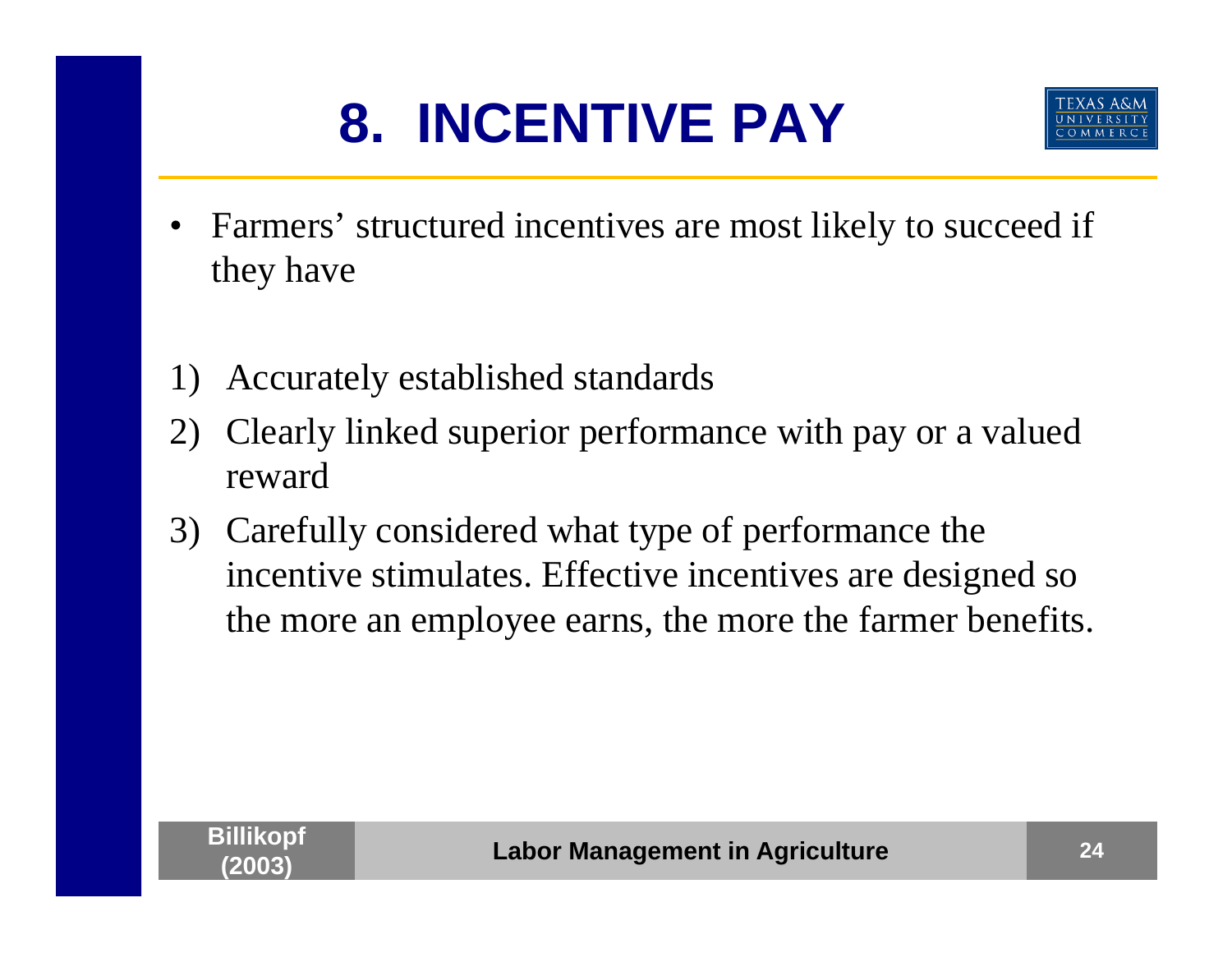# 8. INCENTIVE PAY

- Farmers' structured incentives are most likely to succeed if they have

1) Accurately established standards
2) Clearly linked superior performance with pay or a valued reward
3) Carefully considered what type of performance the incentive stimulates. Effective incentives are designed so the more an employee earns, the more the farmer benefits.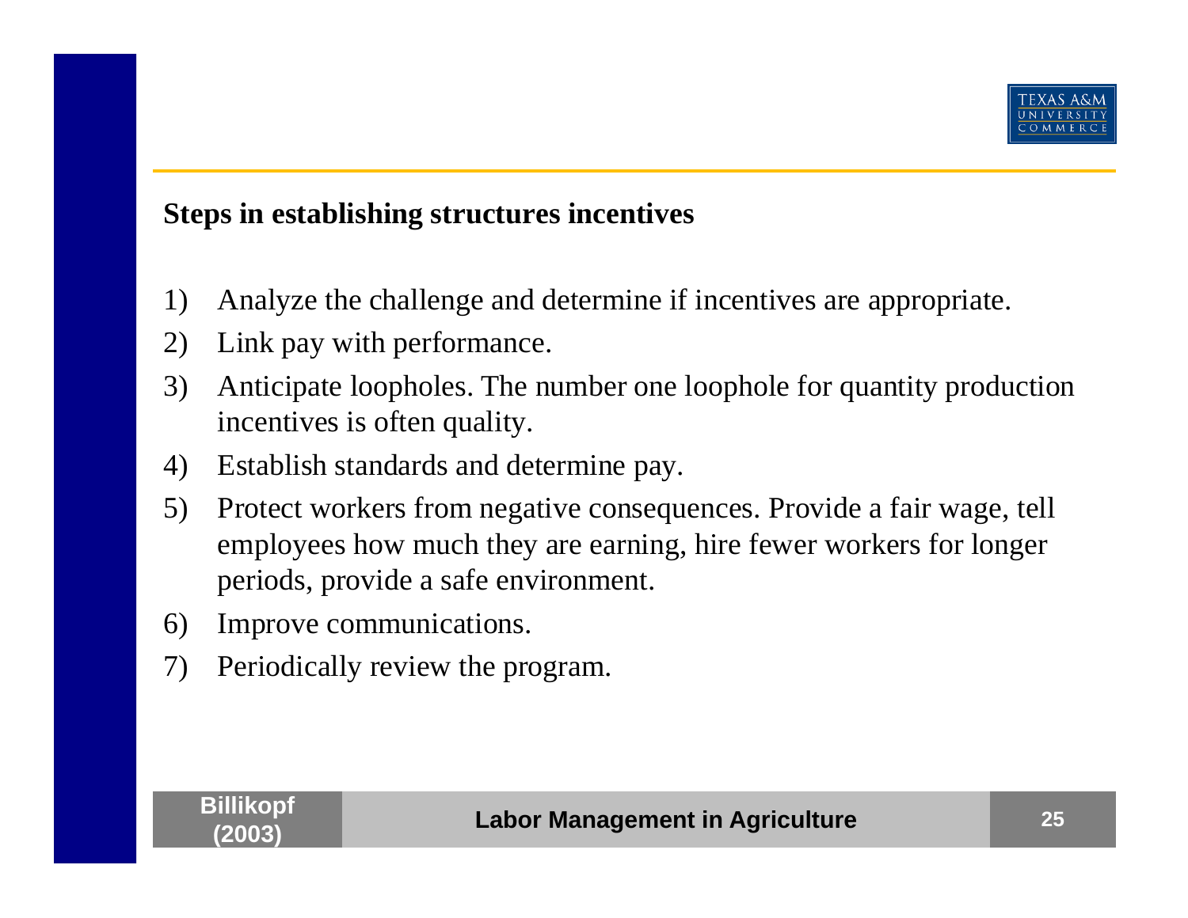## Steps in establishing structures incentives

1) Analyze the challenge and determine if incentives are appropriate.
2) Link pay with performance.
3) Anticipate loopholes. The number one loophole for quantity production incentives is often quality.
4) Establish standards and determine pay.
5) Protect workers from negative consequences. Provide a fair wage, tell employees how much they are earning, hire fewer workers for longer periods, provide a safe environment.
6) Improve communications.
7) Periodically review the program.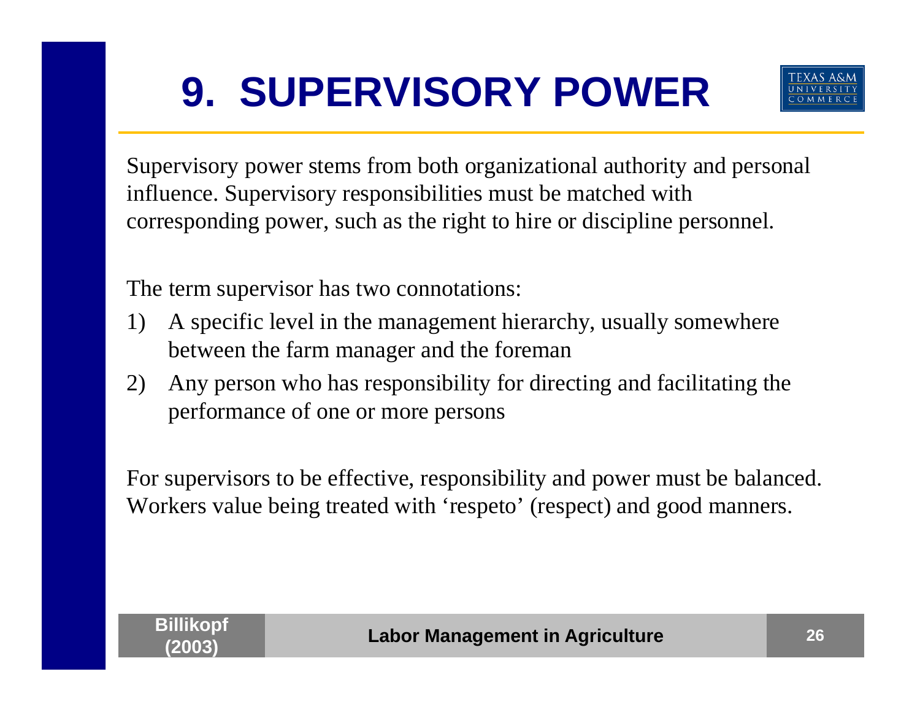# 9. SUPERVISORY POWER

Supervisory power stems from both organizational authority and personal influence. Supervisory responsibilities must be matched with corresponding power, such as the right to hire or discipline personnel.

The term supervisor has two connotations:

1) A specific level in the management hierarchy, usually somewhere between the farm manager and the foreman
2) Any person who has responsibility for directing and facilitating the performance of one or more persons

For supervisors to be effective, responsibility and power must be balanced. Workers value being treated with 'respeto' (respect) and good manners.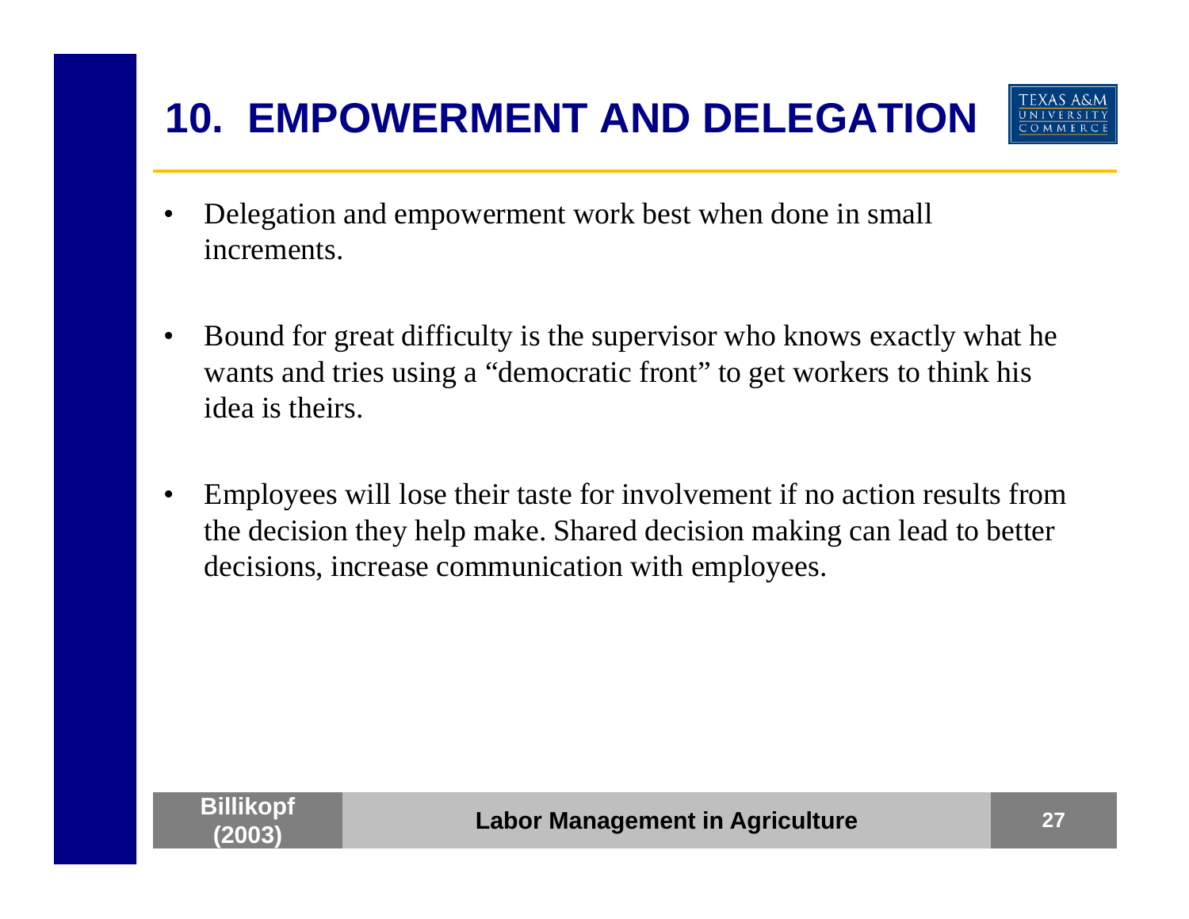# 10. EMPOWERMENT AND DELEGATION

- Delegation and empowerment work best when done in small increments.
- Bound for great difficulty is the supervisor who knows exactly what he wants and tries using a "democratic front" to get workers to think his idea is theirs.
- Employees will lose their taste for involvement if no action results from the decision they help make. Shared decision making can lead to better decisions, increase communication with employees.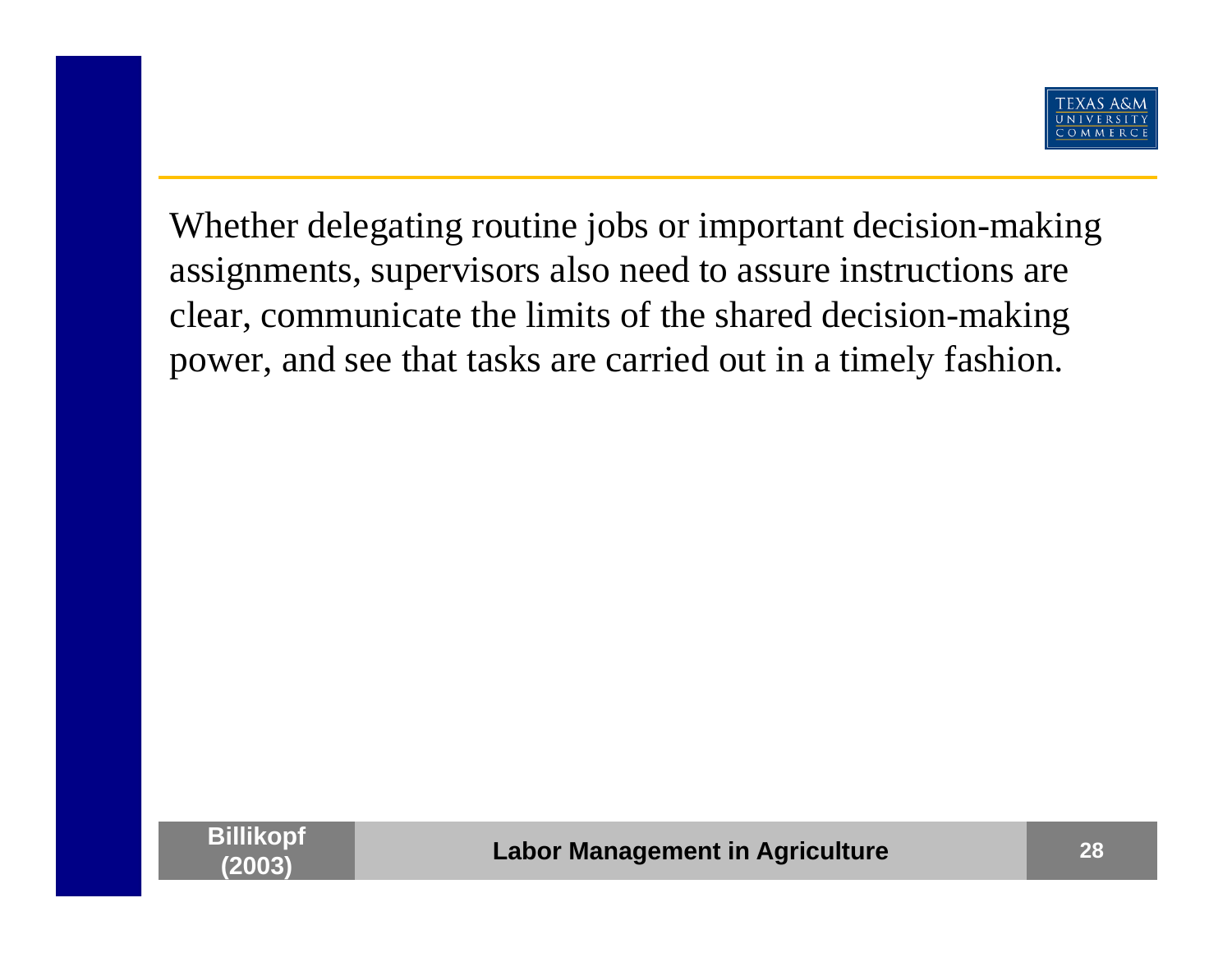Whether delegating routine jobs or important decision-making assignments, supervisors also need to assure instructions are clear, communicate the limits of the shared decision-making power, and see that tasks are carried out in a timely fashion.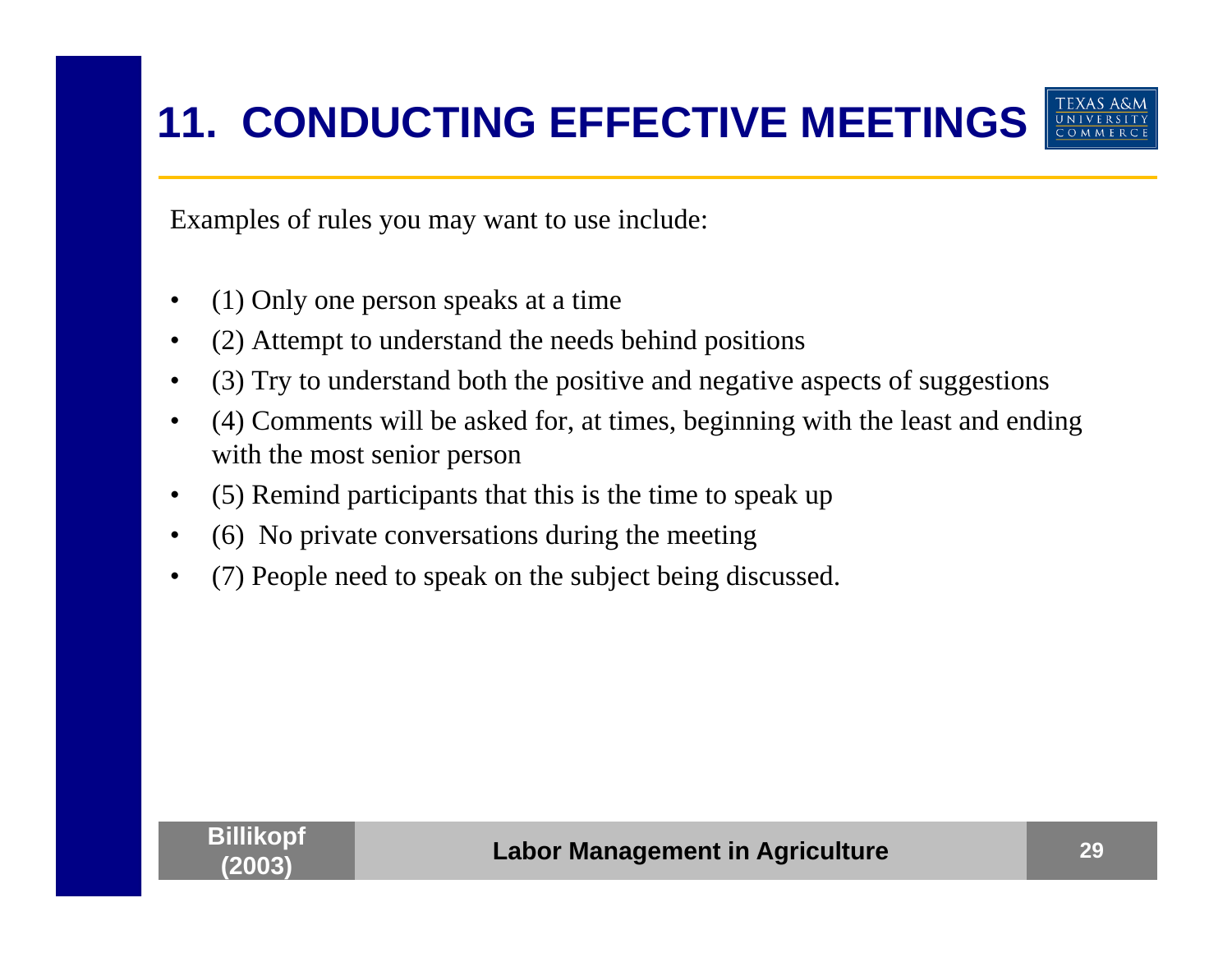# 11. CONDUCTING EFFECTIVE MEETINGS

Examples of rules you may want to use include:

- (1) Only one person speaks at a time
- (2) Attempt to understand the needs behind positions
- (3) Try to understand both the positive and negative aspects of suggestions
- (4) Comments will be asked for, at times, beginning with the least and ending with the most senior person
- (5) Remind participants that this is the time to speak up
- (6) No private conversations during the meeting
- (7) People need to speak on the subject being discussed.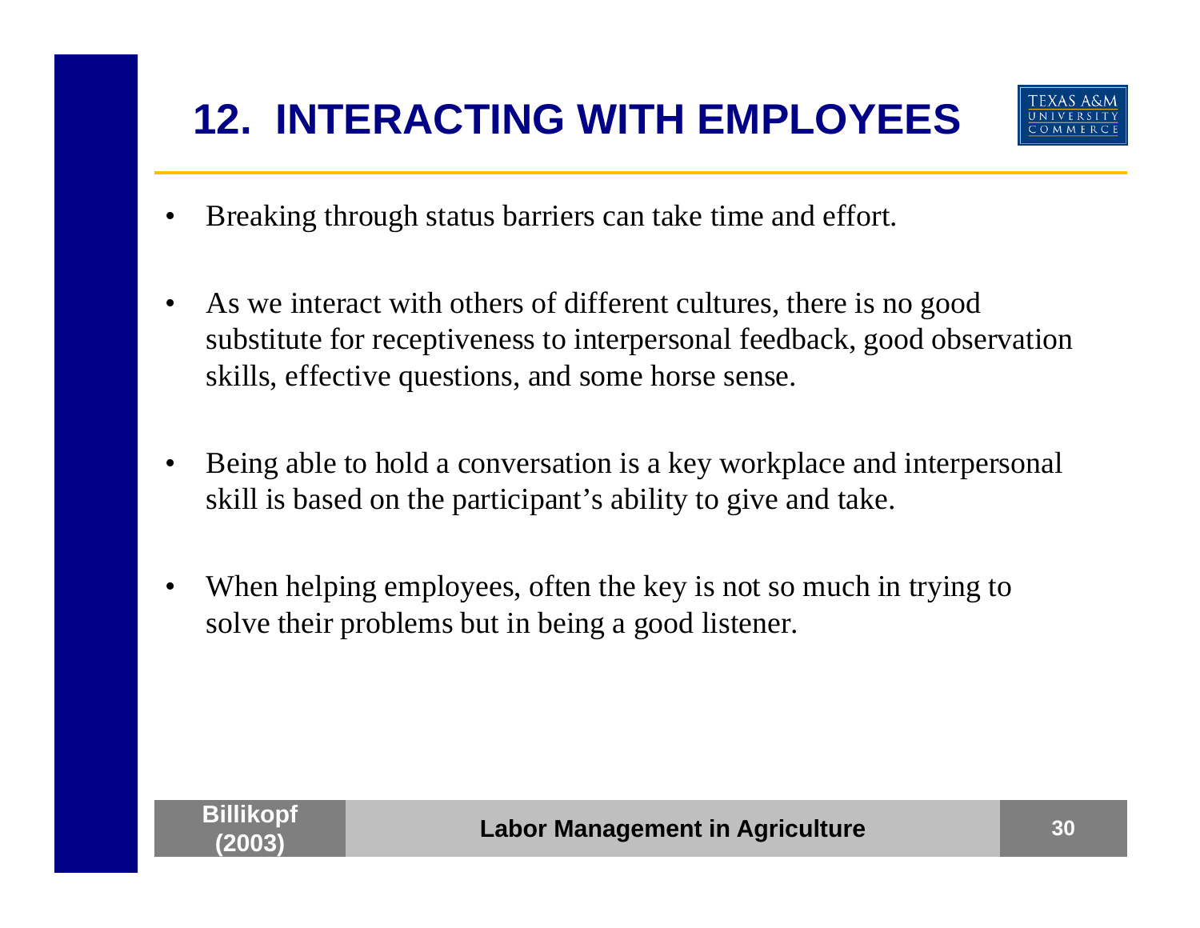# 12. INTERACTING WITH EMPLOYEES

- Breaking through status barriers can take time and effort.
- As we interact with others of different cultures, there is no good substitute for receptiveness to interpersonal feedback, good observation skills, effective questions, and some horse sense.
- Being able to hold a conversation is a key workplace and interpersonal skill is based on the participant's ability to give and take.
- When helping employees, often the key is not so much in trying to solve their problems but in being a good listener.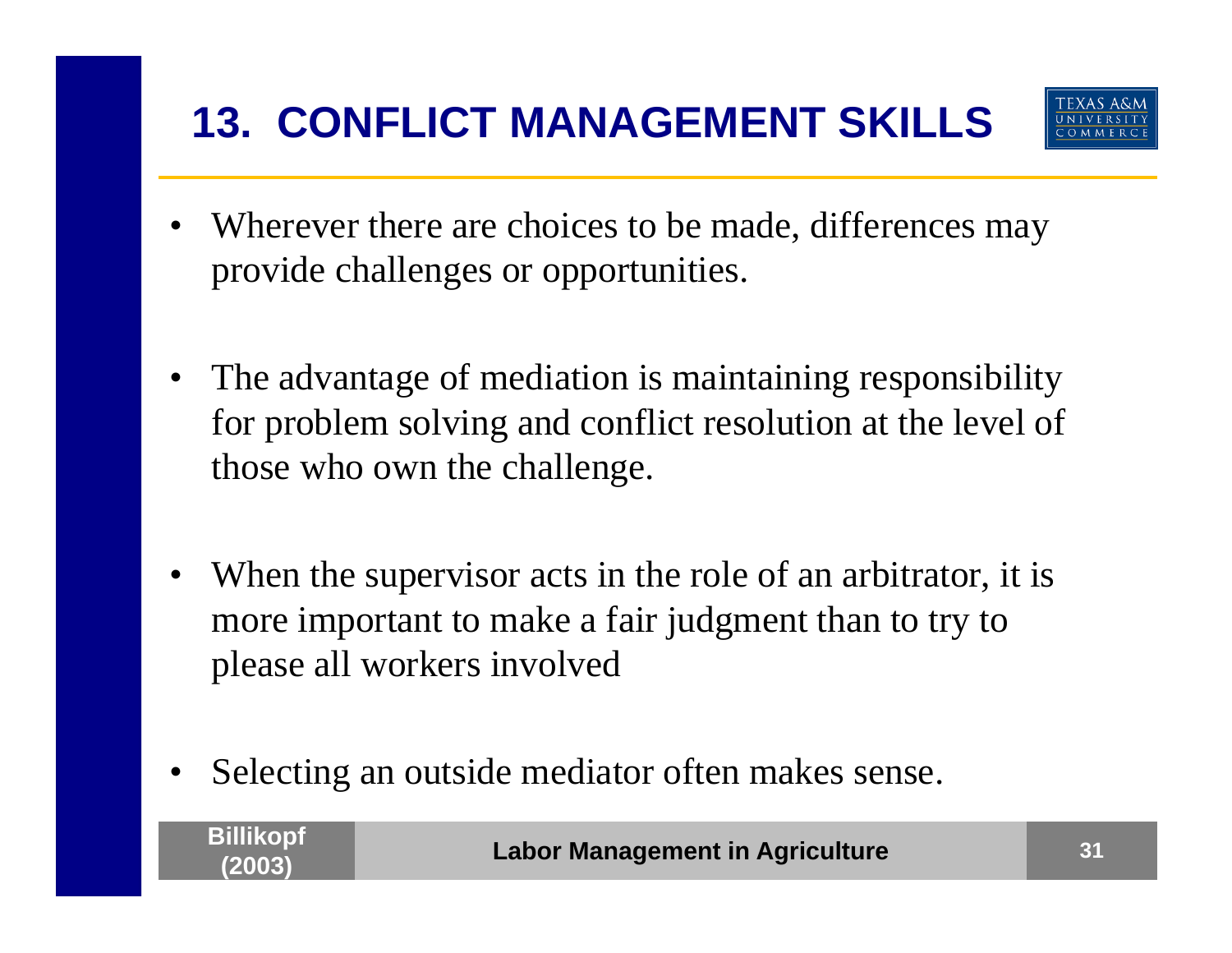# 13. CONFLICT MANAGEMENT SKILLS

- Wherever there are choices to be made, differences may provide challenges or opportunities.
- The advantage of mediation is maintaining responsibility for problem solving and conflict resolution at the level of those who own the challenge.
- When the supervisor acts in the role of an arbitrator, it is more important to make a fair judgment than to try to please all workers involved
- Selecting an outside mediator often makes sense.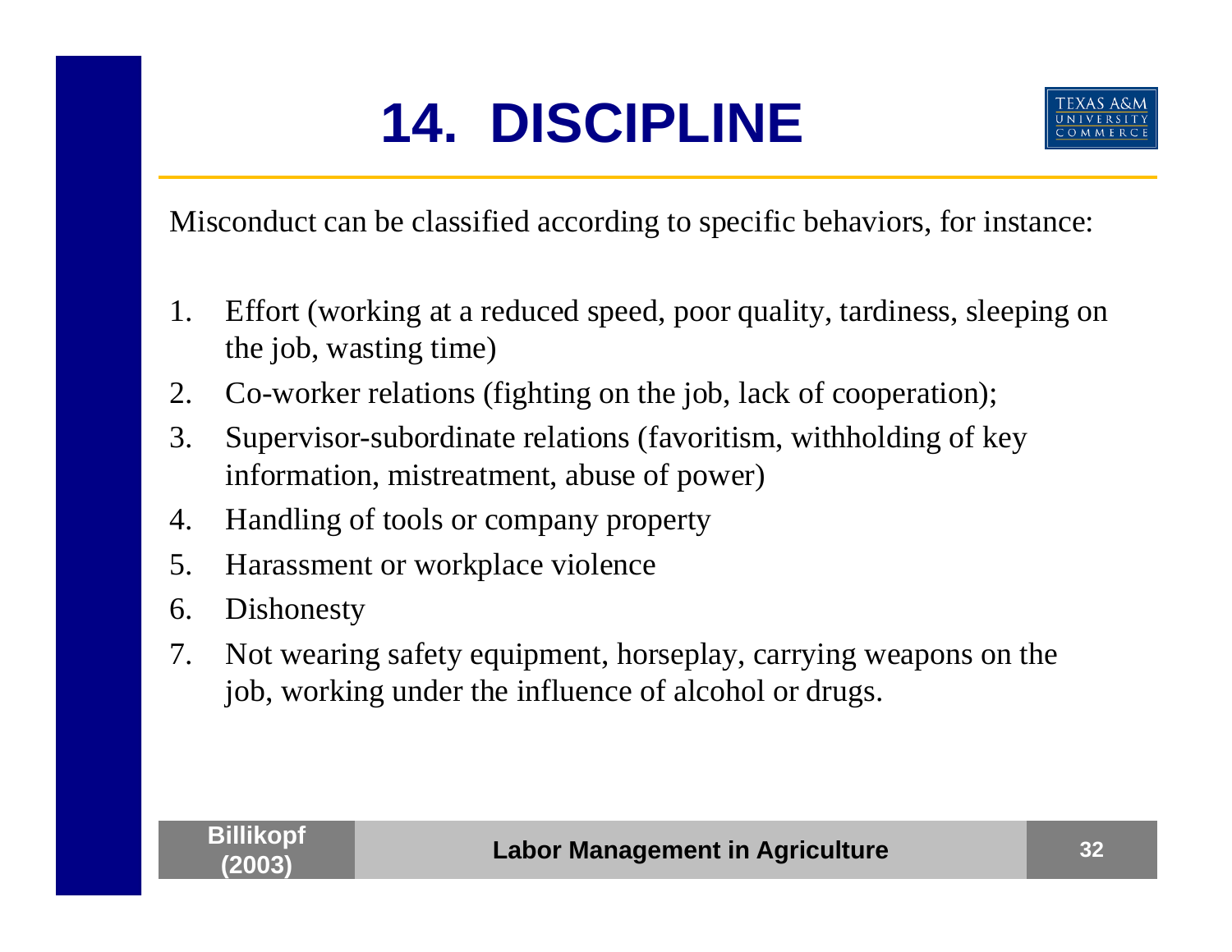# 14. DISCIPLINE

Misconduct can be classified according to specific behaviors, for instance:

1. Effort (working at a reduced speed, poor quality, tardiness, sleeping on the job, wasting time)
2. Co-worker relations (fighting on the job, lack of cooperation);
3. Supervisor-subordinate relations (favoritism, withholding of key information, mistreatment, abuse of power)
4. Handling of tools or company property
5. Harassment or workplace violence
6. Dishonesty
7. Not wearing safety equipment, horseplay, carrying weapons on the job, working under the influence of alcohol or drugs.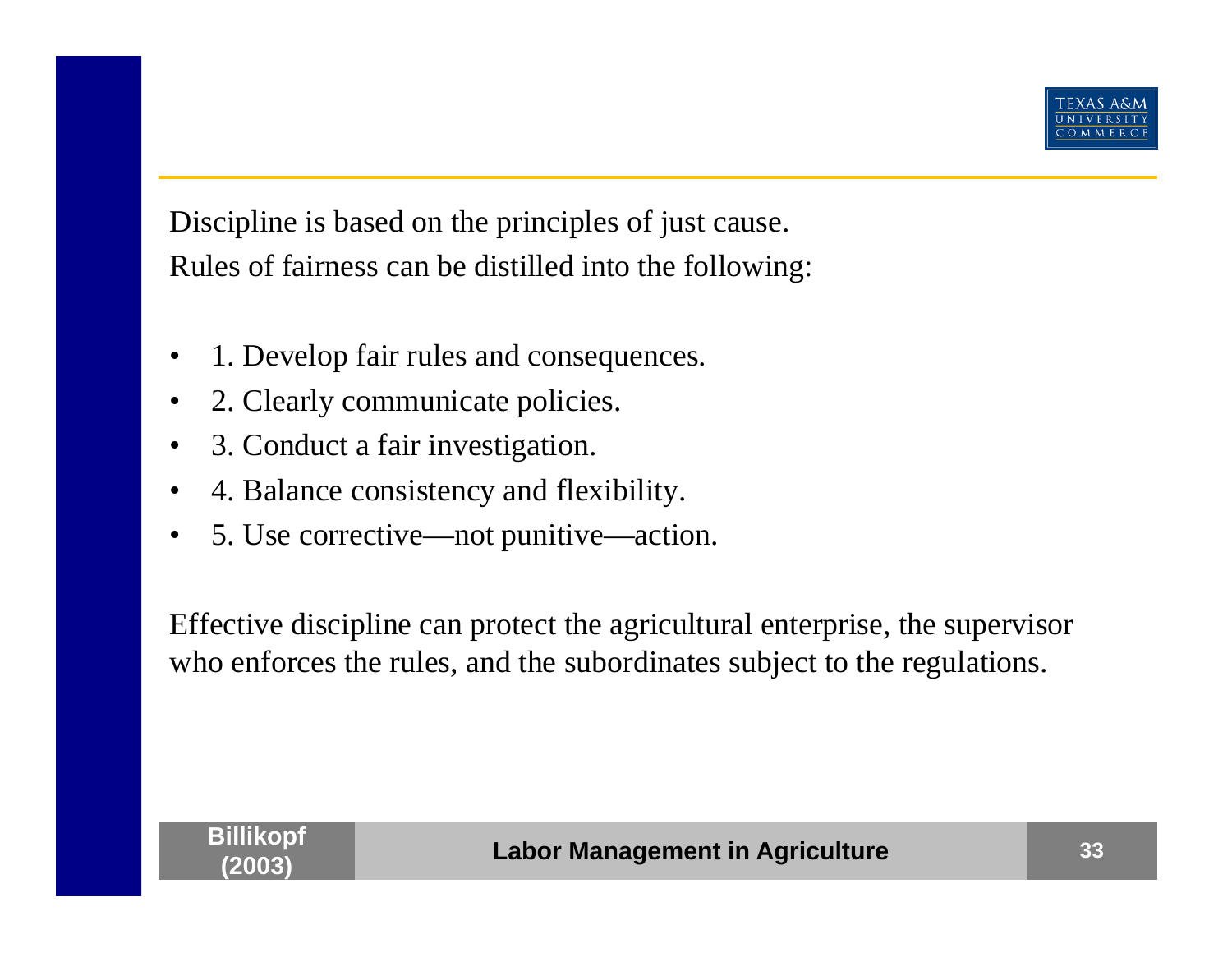Discipline is based on the principles of just cause.

Rules of fairness can be distilled into the following:

- 1. Develop fair rules and consequences.
- 2. Clearly communicate policies.
- 3. Conduct a fair investigation.
- 4. Balance consistency and flexibility.
- 5. Use corrective—not punitive—action.

Effective discipline can protect the agricultural enterprise, the supervisor who enforces the rules, and the subordinates subject to the regulations.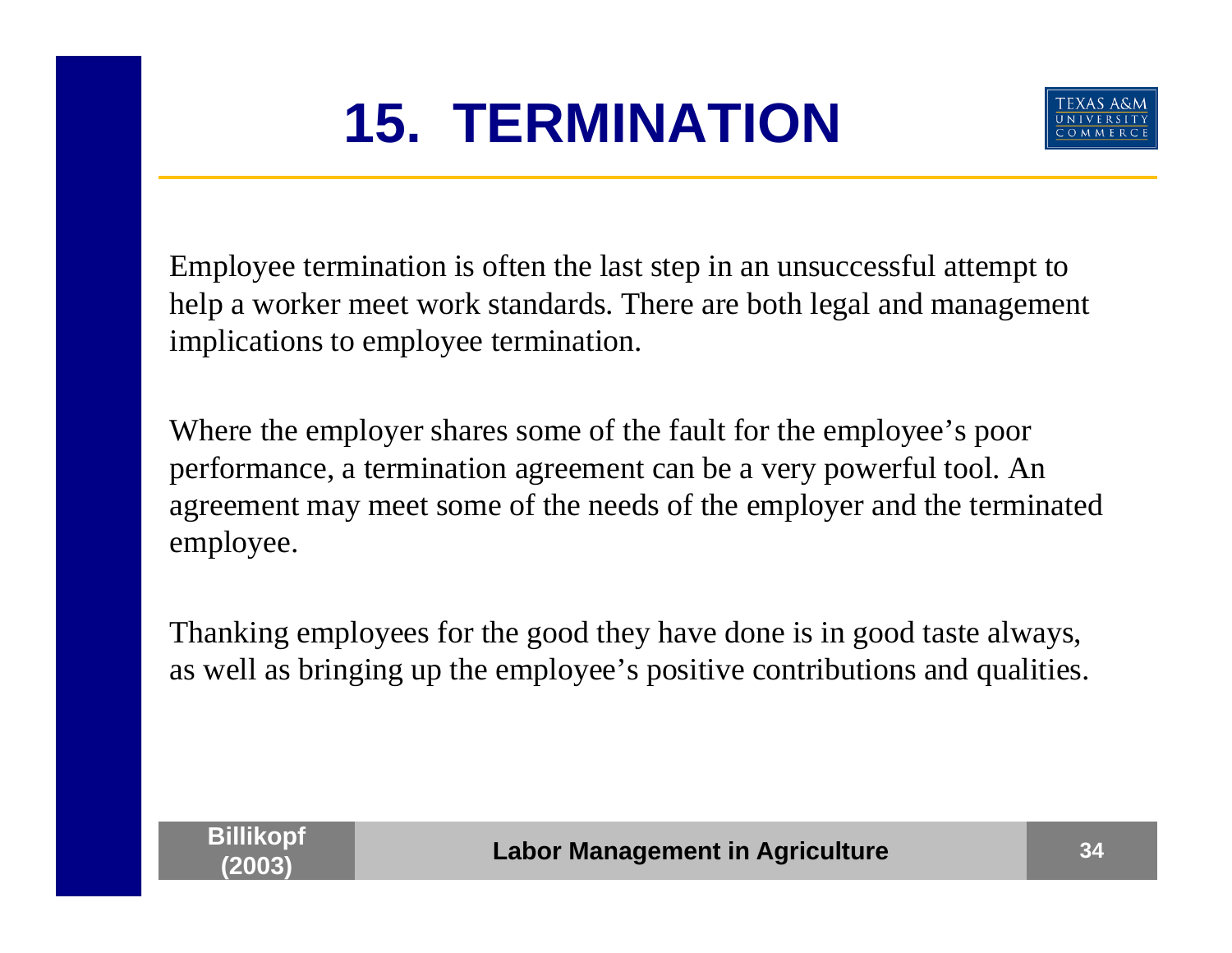# 15. TERMINATION

Employee termination is often the last step in an unsuccessful attempt to help a worker meet work standards. There are both legal and management implications to employee termination.

Where the employer shares some of the fault for the employee's poor performance, a termination agreement can be a very powerful tool. An agreement may meet some of the needs of the employer and the terminated employee.

Thanking employees for the good they have done is in good taste always, as well as bringing up the employee's positive contributions and qualities.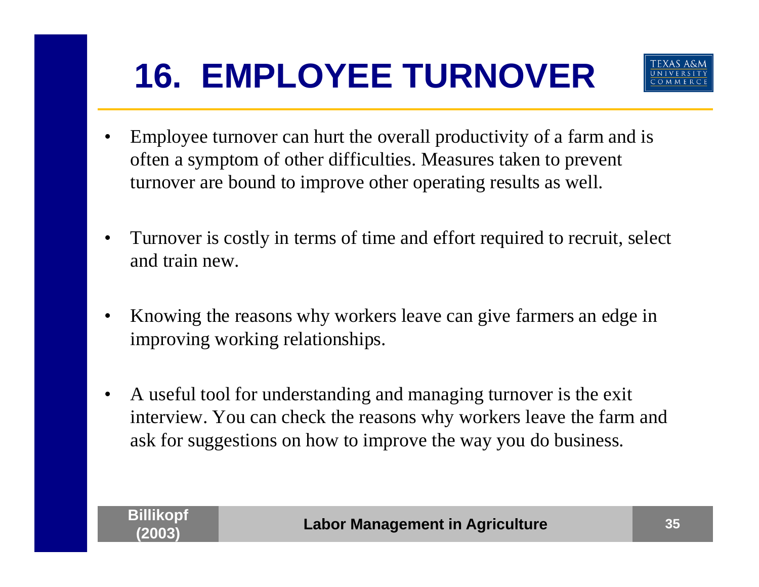# 16. EMPLOYEE TURNOVER

- Employee turnover can hurt the overall productivity of a farm and is often a symptom of other difficulties. Measures taken to prevent turnover are bound to improve other operating results as well.
- Turnover is costly in terms of time and effort required to recruit, select and train new.
- Knowing the reasons why workers leave can give farmers an edge in improving working relationships.
- A useful tool for understanding and managing turnover is the exit interview. You can check the reasons why workers leave the farm and ask for suggestions on how to improve the way you do business.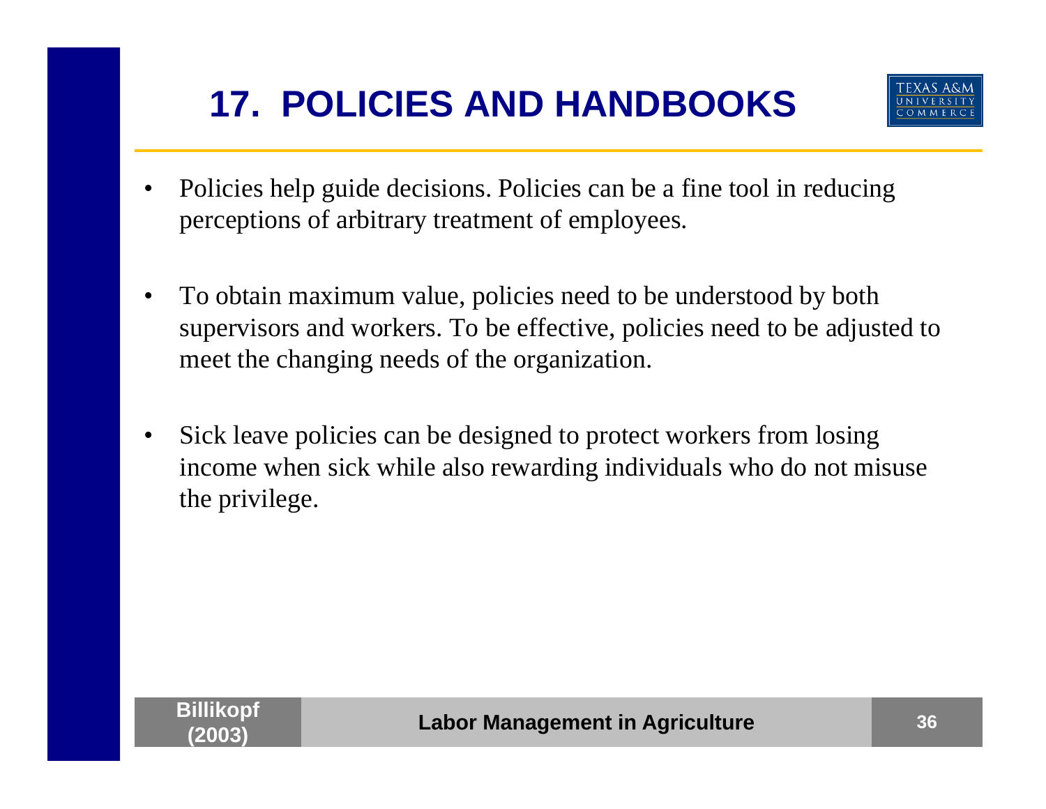# 17. POLICIES AND HANDBOOKS

- Policies help guide decisions. Policies can be a fine tool in reducing perceptions of arbitrary treatment of employees.
- To obtain maximum value, policies need to be understood by both supervisors and workers. To be effective, policies need to be adjusted to meet the changing needs of the organization.
- Sick leave policies can be designed to protect workers from losing income when sick while also rewarding individuals who do not misuse the privilege.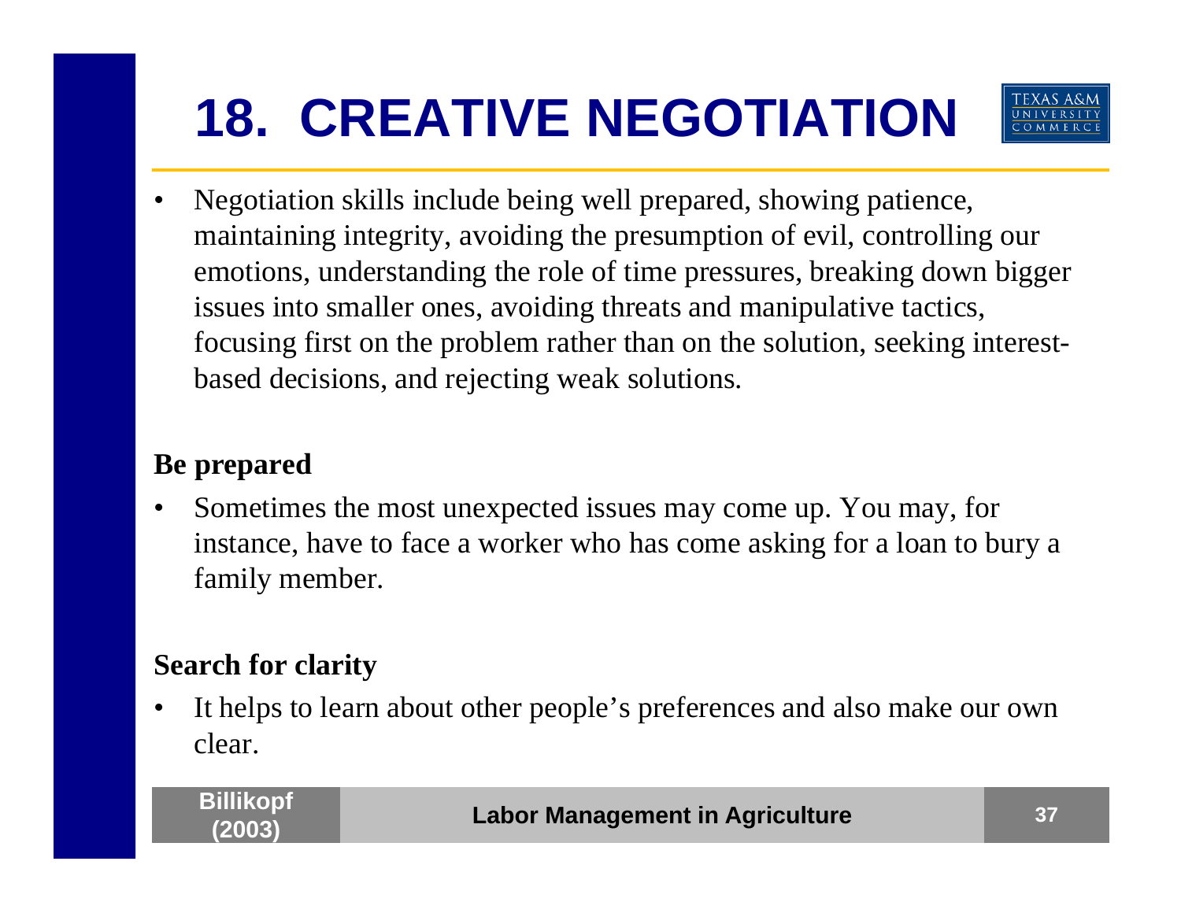# 18. CREATIVE NEGOTIATION

- Negotiation skills include being well prepared, showing patience, maintaining integrity, avoiding the presumption of evil, controlling our emotions, understanding the role of time pressures, breaking down bigger issues into smaller ones, avoiding threats and manipulative tactics, focusing first on the problem rather than on the solution, seeking interest-based decisions, and rejecting weak solutions.

**Be prepared**

- Sometimes the most unexpected issues may come up. You may, for instance, have to face a worker who has come asking for a loan to bury a family member.

**Search for clarity**

- It helps to learn about other people's preferences and also make our own clear.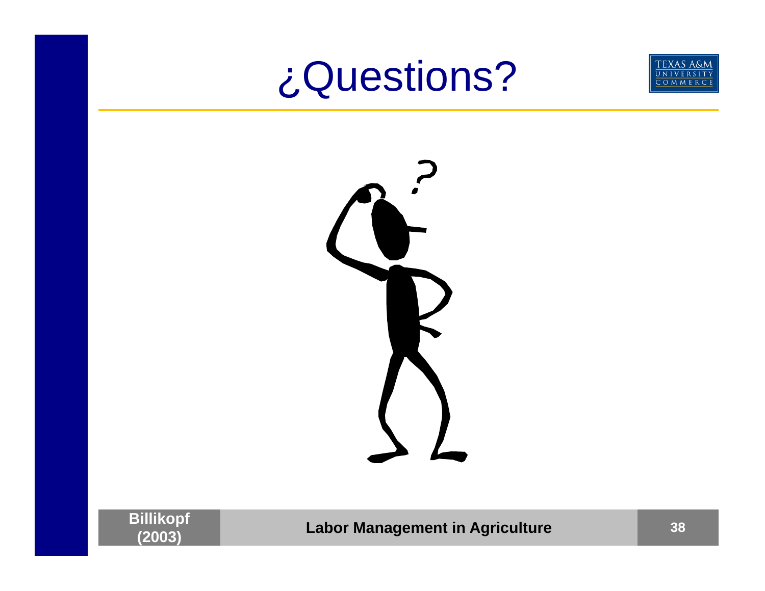# ¿Questions?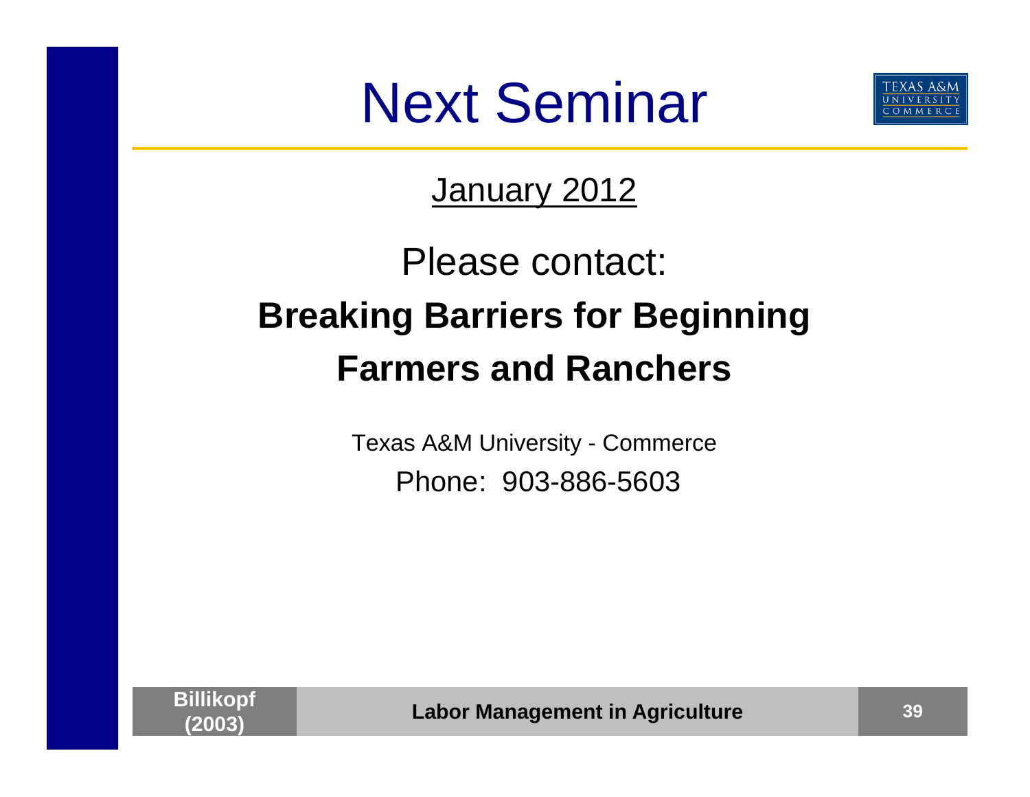# Next Seminar

January 2012

Please contact:

**Breaking Barriers for Beginning Farmers and Ranchers**

Texas A&M University - Commerce

Phone: 903-886-5603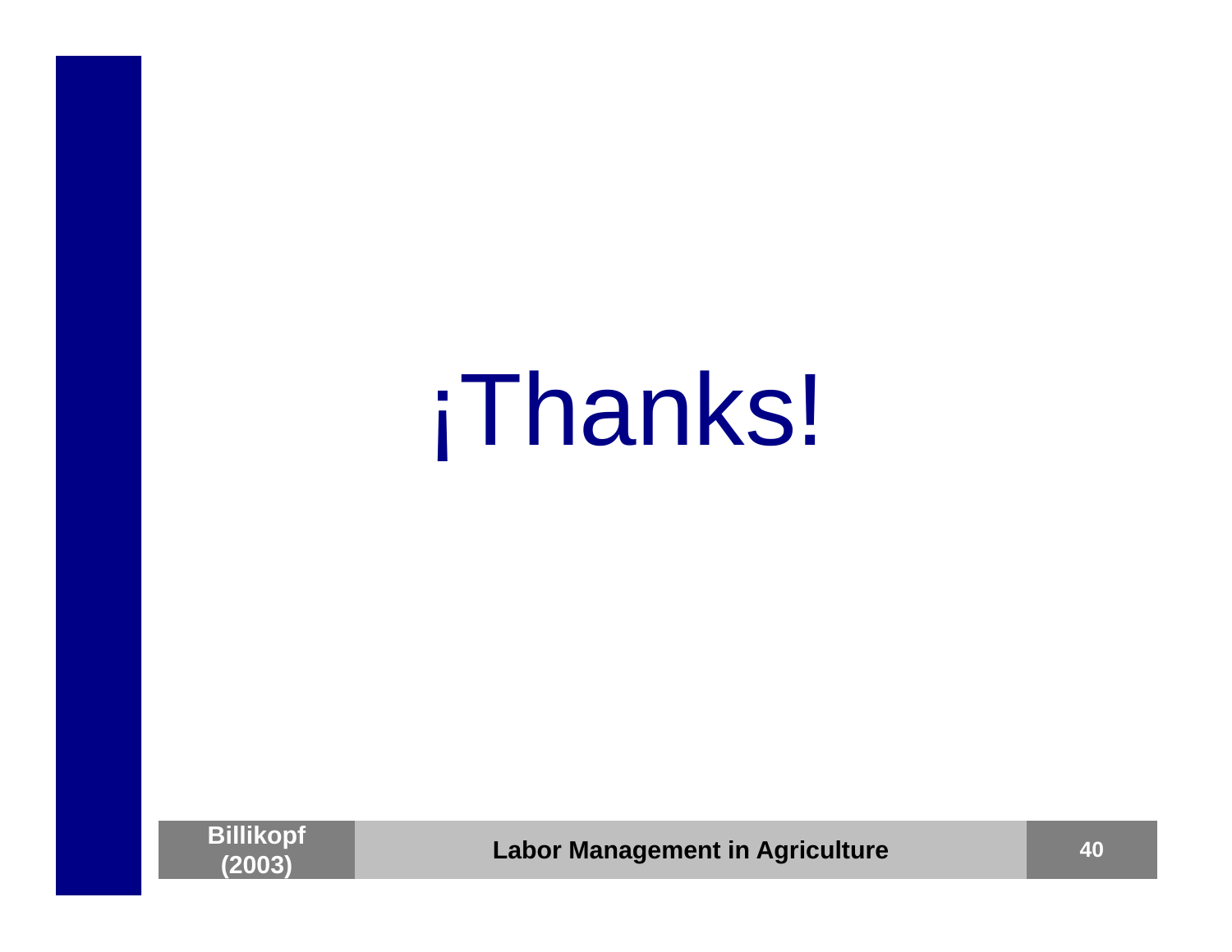# ¡Thanks!